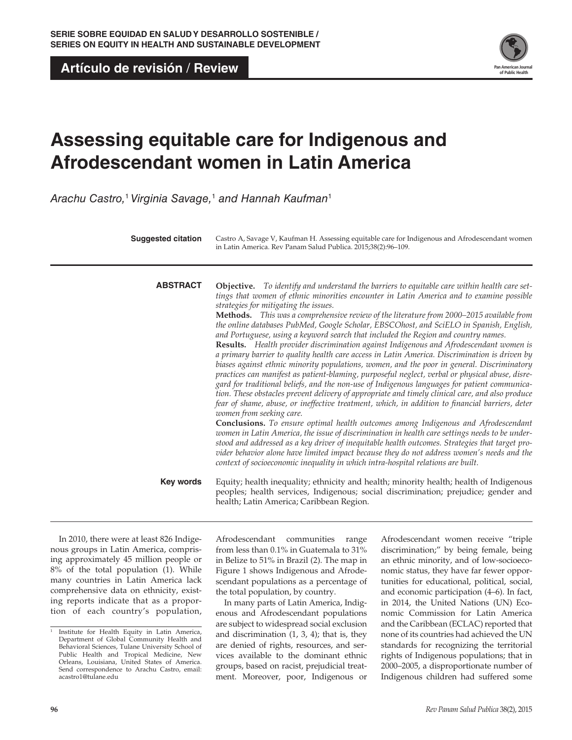**SERIE SOBRE EQUIDAD EN SALUD Y DESARROLLO SOSTENIBLE / SERIES ON EQUITY IN HEALTH AND SUSTAINABLE DEVELOPMENT**

**Artículo de revisión / Review**

# Assessing equitable care for Indigenous and Afrodescendant women in Latin America

*Arachu Castro,[1] Virginia Savage,[1] and Hannah Kaufman[1]*

**Suggested citation** Castro A, Savage V, Kaufman H. Assessing equitable care for Indigenous and Afrodescendant women in Latin America. Rev Panam Salud Publica. 2015;38(2):96–109.

**ABSTRACT**

**Objective.** *To identify and understand the barriers to equitable care within health care settings that women of ethnic minorities encounter in Latin America and to examine possible strategies for mitigating the issues.*

**Methods.** *This was a comprehensive review of the literature from 2000–2015 available from the online databases PubMed, Google Scholar, EBSCOhost, and SciELO in Spanish, English, and Portuguese, using a keyword search that included the Region and country names.*

**Results.** *Health provider discrimination against Indigenous and Afrodescendant women is a primary barrier to quality health care access in Latin America. Discrimination is driven by biases against ethnic minority populations, women, and the poor in general. Discriminatory practices can manifest as patient-blaming, purposeful neglect, verbal or physical abuse, disregard for traditional beliefs, and the non-use of Indigenous languages for patient communication. These obstacles prevent delivery of appropriate and timely clinical care, and also produce fear of shame, abuse, or ineffective treatment, which, in addition to financial barriers, deter women from seeking care.*

**Conclusions.** *To ensure optimal health outcomes among Indigenous and Afrodescendant women in Latin America, the issue of discrimination in health care settings needs to be understood and addressed as a key driver of inequitable health outcomes. Strategies that target provider behavior alone have limited impact because they do not address women's needs and the context of socioeconomic inequality in which intra-hospital relations are built.*

**Key words** Equity; health inequality; ethnicity and health; minority health; health of Indigenous peoples; health services, Indigenous; social discrimination; prejudice; gender and health; Latin America; Caribbean Region.

---

In 2010, there were at least 826 Indigenous groups in Latin America, comprising approximately 45 million people or 8% of the total population (1). While many countries in Latin America lack comprehensive data on ethnicity, existing reports indicate that as a proportion of each country's population, Afrodescendant communities range from less than 0.1% in Guatemala to 31% in Belize to 51% in Brazil (2). The map in Figure 1 shows Indigenous and Afrodescendant populations as a percentage of the total population, by country.

In many parts of Latin America, Indigenous and Afrodescendant populations are subject to widespread social exclusion and discrimination (1, 3, 4); that is, they are denied of rights, resources, and services available to the dominant ethnic groups, based on racist, prejudicial treatment. Moreover, poor, Indigenous or Afrodescendant women receive "triple discrimination;" by being female, being an ethnic minority, and of low-socioeconomic status, they have far fewer opportunities for educational, political, social, and economic participation (4–6). In fact, in 2014, the United Nations (UN) Economic Commission for Latin America and the Caribbean (ECLAC) reported that none of its countries had achieved the UN standards for recognizing the territorial rights of Indigenous populations; that in 2000–2005, a disproportionate number of Indigenous children had suffered some

---

[1] Institute for Health Equity in Latin America, Department of Global Community Health and Behavioral Sciences, Tulane University School of Public Health and Tropical Medicine, New Orleans, Louisiana, United States of America. Send correspondence to Arachu Castro, email: acastro1@tulane.edu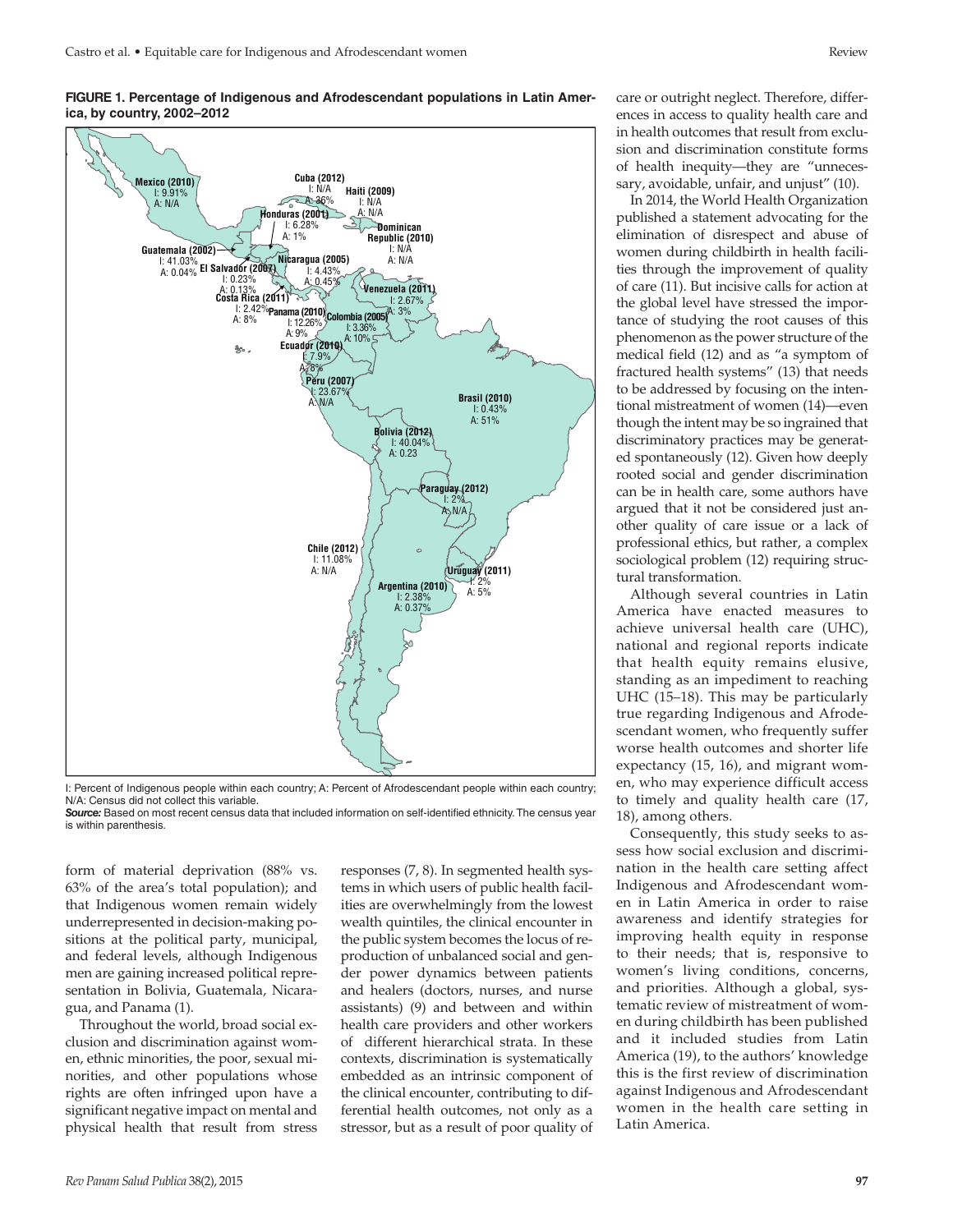**FIGURE 1. Percentage of Indigenous and Afrodescendant populations in Latin America, by country, 2002–2012**

I: Percent of Indigenous people within each country; A: Percent of Afrodescendant people within each country; N/A: Census did not collect this variable.
***Source:*** Based on most recent census data that included information on self-identified ethnicity. The census year is within parenthesis.

form of material deprivation (88% vs. 63% of the area's total population); and that Indigenous women remain widely underrepresented in decision-making positions at the political party, municipal, and federal levels, although Indigenous men are gaining increased political representation in Bolivia, Guatemala, Nicaragua, and Panama (1).

Throughout the world, broad social exclusion and discrimination against women, ethnic minorities, the poor, sexual minorities, and other populations whose rights are often infringed upon have a significant negative impact on mental and physical health that result from stress responses (7, 8). In segmented health systems in which users of public health facilities are overwhelmingly from the lowest wealth quintiles, the clinical encounter in the public system becomes the locus of reproduction of unbalanced social and gender power dynamics between patients and healers (doctors, nurses, and nurse assistants) (9) and between and within health care providers and other workers of different hierarchical strata. In these contexts, discrimination is systematically embedded as an intrinsic component of the clinical encounter, contributing to differential health outcomes, not only as a stressor, but as a result of poor quality of care or outright neglect. Therefore, differences in access to quality health care and in health outcomes that result from exclusion and discrimination constitute forms of health inequity—they are "unnecessary, avoidable, unfair, and unjust" (10).

In 2014, the World Health Organization published a statement advocating for the elimination of disrespect and abuse of women during childbirth in health facilities through the improvement of quality of care (11). But incisive calls for action at the global level have stressed the importance of studying the root causes of this phenomenon as the power structure of the medical field (12) and as "a symptom of fractured health systems" (13) that needs to be addressed by focusing on the intentional mistreatment of women (14)—even though the intent may be so ingrained that discriminatory practices may be generated spontaneously (12). Given how deeply rooted social and gender discrimination can be in health care, some authors have argued that it not be considered just another quality of care issue or a lack of professional ethics, but rather, a complex sociological problem (12) requiring structural transformation.

Although several countries in Latin America have enacted measures to achieve universal health care (UHC), national and regional reports indicate that health equity remains elusive, standing as an impediment to reaching UHC (15–18). This may be particularly true regarding Indigenous and Afrodescendant women, who frequently suffer worse health outcomes and shorter life expectancy (15, 16), and migrant women, who may experience difficult access to timely and quality health care (17, 18), among others.

Consequently, this study seeks to assess how social exclusion and discrimination in the health care setting affect Indigenous and Afrodescendant women in Latin America in order to raise awareness and identify strategies for improving health equity in response to their needs; that is, responsive to women's living conditions, concerns, and priorities. Although a global, systematic review of mistreatment of women during childbirth has been published and it included studies from Latin America (19), to the authors' knowledge this is the first review of discrimination against Indigenous and Afrodescendant women in the health care setting in Latin America.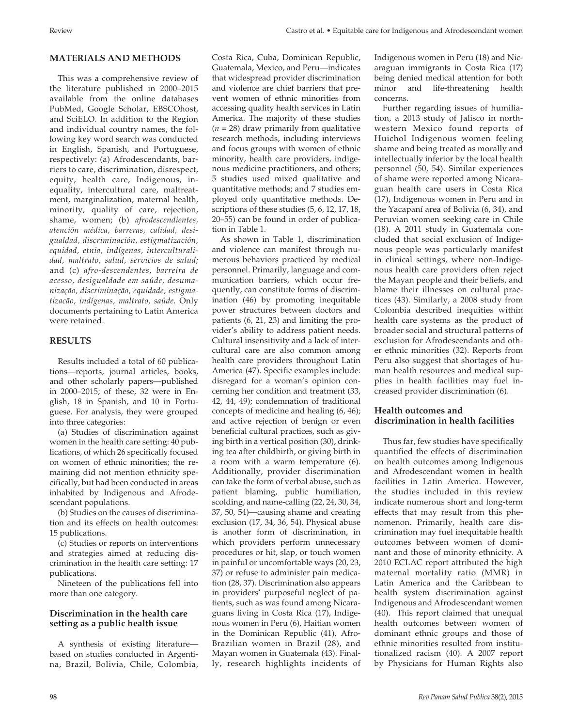## MATERIALS AND METHODS

This was a comprehensive review of the literature published in 2000–2015 available from the online databases PubMed, Google Scholar, EBSCOhost, and SciELO. In addition to the Region and individual country names, the following key word search was conducted in English, Spanish, and Portuguese, respectively: (a) Afrodescendants, barriers to care, discrimination, disrespect, equity, health care, Indigenous, inequality, intercultural care, maltreatment, marginalization, maternal health, minority, quality of care, rejection, shame, women; (b) *afrodescendientes, atención médica, barreras, calidad, desigualdad, discriminación, estigmatización, equidad, etnia, indígenas, interculturalidad, maltrato, salud, servicios de salud;* and (c) *afro-descendentes*, *barreira de acesso, desigualdade em saúde, desumanização, discriminação, equidade, estigmatizacão, indígenas, maltrato, saúde.* Only documents pertaining to Latin America were retained.

## RESULTS

Results included a total of 60 publications—reports, journal articles, books, and other scholarly papers—published in 2000–2015; of these, 32 were in English, 18 in Spanish, and 10 in Portuguese. For analysis, they were grouped into three categories:

(a) Studies of discrimination against women in the health care setting: 40 publications, of which 26 specifically focused on women of ethnic minorities; the remaining did not mention ethnicity specifically, but had been conducted in areas inhabited by Indigenous and Afrodescendant populations.

(b) Studies on the causes of discrimination and its effects on health outcomes: 15 publications.

(c) Studies or reports on interventions and strategies aimed at reducing discrimination in the health care setting: 17 publications.

Nineteen of the publications fell into more than one category.

### Discrimination in the health care setting as a public health issue

A synthesis of existing literature—based on studies conducted in Argentina, Brazil, Bolivia, Chile, Colombia, Costa Rica, Cuba, Dominican Republic, Guatemala, Mexico, and Peru—indicates that widespread provider discrimination and violence are chief barriers that prevent women of ethnic minorities from accessing quality health services in Latin America. The majority of these studies ($n = 28$) draw primarily from qualitative research methods, including interviews and focus groups with women of ethnic minority, health care providers, indigenous medicine practitioners, and others; 5 studies used mixed qualitative and quantitative methods; and 7 studies employed only quantitative methods. Descriptions of these studies (5, 6, 12, 17, 18, 20–55) can be found in order of publication in Table 1.

As shown in Table 1, discrimination and violence can manifest through numerous behaviors practiced by medical personnel. Primarily, language and communication barriers, which occur frequently, can constitute forms of discrimination (46) by promoting inequitable power structures between doctors and patients (6, 21, 23) and limiting the provider's ability to address patient needs. Cultural insensitivity and a lack of intercultural care are also common among health care providers throughout Latin America (47). Specific examples include: disregard for a woman's opinion concerning her condition and treatment (33, 42, 44, 49); condemnation of traditional concepts of medicine and healing (6, 46); and active rejection of benign or even beneficial cultural practices, such as giving birth in a vertical position (30), drinking tea after childbirth, or giving birth in a room with a warm temperature (6). Additionally, provider discrimination can take the form of verbal abuse, such as patient blaming, public humiliation, scolding, and name-calling (22, 24, 30, 34, 37, 50, 54)—causing shame and creating exclusion (17, 34, 36, 54). Physical abuse is another form of discrimination, in which providers perform unnecessary procedures or hit, slap, or touch women in painful or uncomfortable ways (20, 23, 37) or refuse to administer pain medication (28, 37). Discrimination also appears in providers' purposeful neglect of patients, such as was found among Nicaraguans living in Costa Rica (17), Indigenous women in Peru (6), Haitian women in the Dominican Republic (41), Afro-Brazilian women in Brazil (28), and Mayan women in Guatemala (43). Finally, research highlights incidents of Indigenous women in Peru (18) and Nicaraguan immigrants in Costa Rica (17) being denied medical attention for both minor and life-threatening health concerns.

Further regarding issues of humiliation, a 2013 study of Jalisco in northwestern Mexico found reports of Huichol Indigenous women feeling shame and being treated as morally and intellectually inferior by the local health personnel (50, 54). Similar experiences of shame were reported among Nicaraguan health care users in Costa Rica (17), Indigenous women in Peru and in the Yacapaní area of Bolivia (6, 34), and Peruvian women seeking care in Chile (18). A 2011 study in Guatemala concluded that social exclusion of Indigenous people was particularly manifest in clinical settings, where non-Indigenous health care providers often reject the Mayan people and their beliefs, and blame their illnesses on cultural practices (43). Similarly, a 2008 study from Colombia described inequities within health care systems as the product of broader social and structural patterns of exclusion for Afrodescendants and other ethnic minorities (32). Reports from Peru also suggest that shortages of human health resources and medical supplies in health facilities may fuel increased provider discrimination (6).

### Health outcomes and discrimination in health facilities

Thus far, few studies have specifically quantified the effects of discrimination on health outcomes among Indigenous and Afrodescendant women in health facilities in Latin America. However, the studies included in this review indicate numerous short and long-term effects that may result from this phenomenon. Primarily, health care discrimination may fuel inequitable health outcomes between women of dominant and those of minority ethnicity. A 2010 ECLAC report attributed the high maternal mortality ratio (MMR) in Latin America and the Caribbean to health system discrimination against Indigenous and Afrodescendant women (40). This report claimed that unequal health outcomes between women of dominant ethnic groups and those of ethnic minorities resulted from institutionalized racism (40). A 2007 report by Physicians for Human Rights also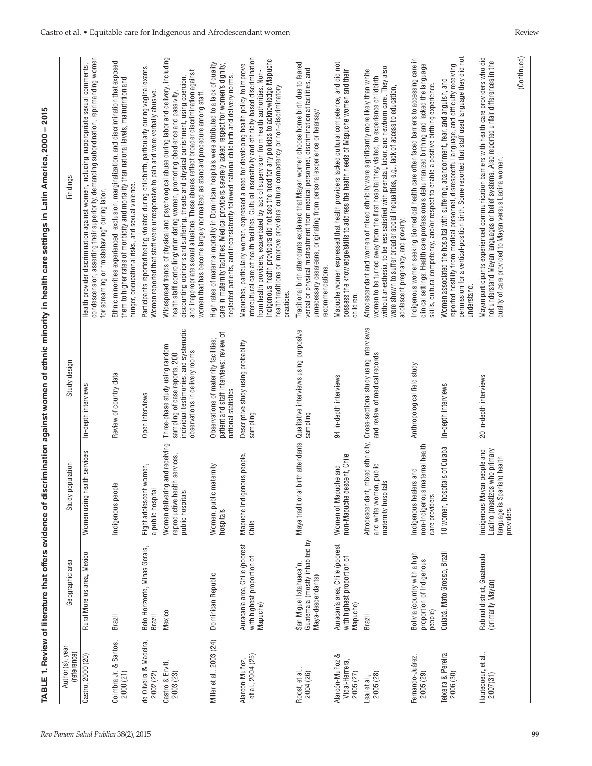**TABLE 1. Review of literature that offers evidence of discrimination against women of ethnic minority in health care settings in Latin America, 2000 – 2015**

| Author(s), year (reference) | Geographic area | Study population | Study design | Findings |
|---|---|---|---|---|
| Castro, 2000 (20) | Rural Morelos area, Mexico | Women using health services | In-depth interviews | Health provider discrimination against women, including inappropriate sexual comments, condescension, asserting their superiority, demanding subordination, reprimanding women for screaming or "misbehaving" during labor. |
| Coimbra Jr. & Santos, 2000 (21) | Brazil | Indigenous people | Review of country data | Ethnic minorities experienced exclusion, marginalization, and discrimination that exposed them to higher rates of morbidity and mortality than national levels, malnutrition and hunger, occupational risks, and sexual violence. |
| de Oliveira & Madeira, 2002 (22) | Belo Horizonte, Minas Gerais, Brazil | Eight adolescent women, a public hospital | Open interviews | Participants reported feeling violated during childbirth, particularly during vaginal exams. Women reported that staff were unresponsive to pain and were verbally abusive. |
| Castro & Erviti, 2003 (23) | Mexico | Women delivering and receiving reproductive health services, public hospitals | Three-phase study using random sampling of case reports, 200 individual testimonies, and systematic observations in delivery rooms | Widespread trends of physical and psychological abuse during labor and delivery, including health staff controlling/intimidating women, promoting obedience and passivity, discounting opinions and suffering, threats and physical punishment, using coercion, and inappropriate sexual allusions. These abuses reflect broader discrimination against women that has become largely normalized as standard procedure among staff. |
| Miller et al., 2003 (24) | Dominican Republic | Women, public maternity hospitals | Observations of maternity facilities; patient and staff interviews; review of national statistics | High rates of maternal mortality in Dominican hospitals were attributed to a lack of quality care in maternity facilities. Medical providers severely lacked respect for women's dignity, neglected patients, and inconsistently followed national childbirth and delivery norms. |
| Alarcón-Muñoz, et al., 2004 (25) | Auracanía area, Chile (poorest with highest proportion of Mapuche) | Mapuche Indigenous people, Chile | Descriptive study using probability sampling | Mapuches, particularly women, expressed a need for developing health policy to improve intercultural care at health facilities. Cultural insensitivity and ethnicity-based discrimination from health providers, exacerbated by lack of supervision from health authorities. Non-Indigenous health providers did not see the need for any policies to acknowledge Mapuche health traditions or improve providers' cultural competency or non-discriminatory practices. |
| Roost, et al., 2004 (26) | San Miguel Ixtahuacán, Guatemala (mostly inhabited by Maya-descendants) | Maya traditional birth attendants | Qualitative interviews using purposive sampling | Traditional birth attendants explained that Mayan women choose home birth due to feared verbal or physical mistreatment from medical personnel, discrimination at facilities, and unnecessary cesareans, originating from personal experience or hearsay/recommendations. |
| Alarcón-Muñoz & Vidal-Herrera, 2005 (27) | Auracanía area, Chile (poorest with highest proportion of Mapuche) | Women of Mapuche and non-Mapuche descent, Chile | 94 in-depth interviews | Mapuche women expressed that health providers lacked cultural competence, and did not possess the knowledge/skills to address the health needs of Mapuche women and their children. |
| Leal et al., 2005 (28) | Brazil | Afrodescendant, mixed ethnicity, and white women, public maternity hospitals | Cross-sectional study using interviews and review of medical records | Afrodescendant and women of mixed ethnicity were significantly more likely than white women to be turned away from the first hospital they visited, to experience childbirth without anesthesia, to be less satisfied with prenatal, labor, and newborn care. They also were shown to suffer broader social inequalities, e.g., lack of access to education, adolescent pregnancy, and poverty. |
| Fernando-Juárez, 2005 (29) | Bolivia (country with a high proportion of Indigenous people) | Indigenous healers and non-Indigenous maternal health care providers | Anthropological field study | Indigenous women seeking biomedical health care often faced barriers to accessing care in clinical settings. Health care professionals dehumanized birthing and lacked the language skills, cultural competency, and/or respect to enable a positive birthing experience. |
| Teixeira & Pereira 2006 (30) | Cuiabá, Mato Grosso, Brazil | 10 women, hospitals of Cuiabá | In-depth interviews | Women associated the hospital with suffering, abandonment, fear, and anguish, and reported hostility from medical personnel, disrespectful language, and difficulty receiving permission for a vertical-position birth. Some reported that staff used language they did not understand. |
| Hautecoeur, et al., 2007(31) | Rabinal district, Guatemala (primarily Mayan) | Indigenous Mayan people and Ladino (mestizos who primary language is Spanish) health providers | 20 in-depth interviews | Mayan participants experienced communication barriers with health care providers who did not understand Mayan languages or belief systems. Also reported unfair differences in the quality of care provided to Mayan versus Ladina women. |

(Continued)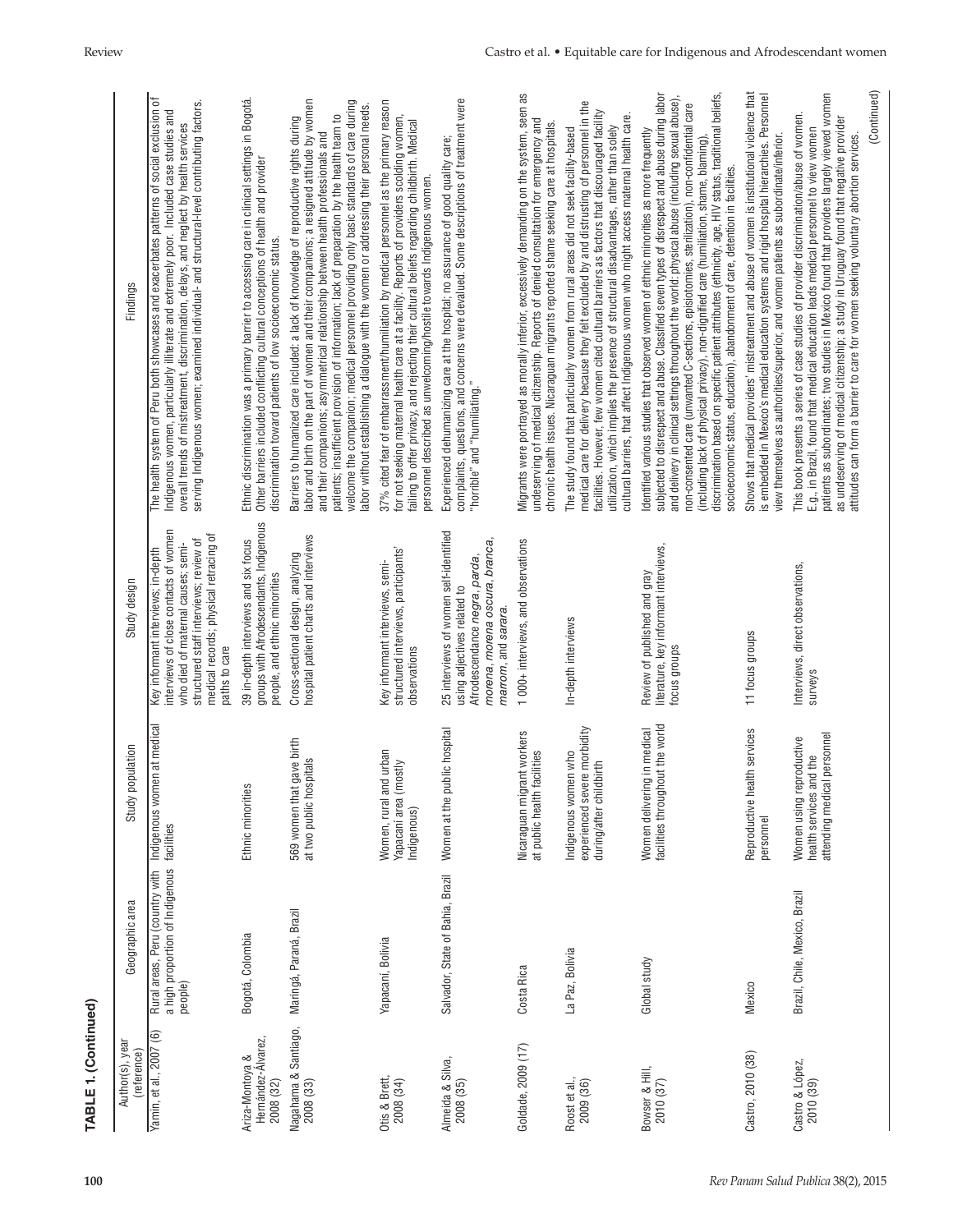**TABLE 1. (Continued)**

| Author(s), year (reference) | Geographic area | Study population | Study design | Findings |
|---|---|---|---|---|
| Yamin, et al., 2007 (6) | Rural areas, Peru (country with a high proportion of Indigenous people) | Indigenous women at medical facilities | Key informant interviews; in-depth interviews of close contacts of women who died of maternal causes; semi-structured staff interviews; review of medical records; physical retracing of paths to care | The health system of Peru both showcases and exacerbates patterns of social exclusion of Indigenous women, particularly illiterate and extremely poor. Included case studies and overall trends of mistreatment, discrimination, delays, and neglect by health services serving Indigenous women; examined individual- and structural-level contributing factors. |
| Ariza-Montoya & Hernández-Álvarez, 2008 (32) | Bogotá, Colombia | Ethnic minorities | 39 in-depth interviews and six focus groups with Afrodescendants, Indigenous people, and ethnic minorities | Ethnic discrimination was a primary barrier to accessing care in clinical settings in Bogotá. Other barriers included conflicting cultural conceptions of health and provider discrimination toward patients of low socioeconomic status. |
| Nagahama & Santiago, 2008 (33) | Maringá, Paraná, Brazil | 569 women that gave birth at two public hospitals | Cross-sectional design, analyzing hospital patient charts and interviews | Barriers to humanized care included: a lack of knowledge of reproductive rights during labor and birth on the part of women and their companions; a resigned attitude by women and their companions; asymmetrical relationship between health professionals and patients; insufficient provision of information; lack of preparation by the health team to welcome the companion; medical personnel providing only basic standards of care during labor without establishing a dialogue with the woman or addressing their personal needs. |
| Otis & Brett, 2008 (34) | Yapacaní, Bolivia | Women, rural and urban Yapacaní area (mostly Indigenous) | Key informant interviews, semi-structured interviews, participants' observations | 37% cited fear of embarrassment/humiliation by medical personnel as the primary reason for not seeking maternal health care at a facility. Reports of providers scolding women, failing to offer privacy, and rejecting their cultural beliefs regarding childbirth. Medical personnel described as unwelcoming/hostile towards Indigenous women. |
| Almeida & Silva, 2008 (35) | Salvador, State of Bahia, Brazil | Women at the public hospital | 25 interviews of women self-identified using adjectives related to Afrodescendance *negra*, *parda*, *morena*, *morena oscura*, *branca*, *marrom*, and *sarara*. | Experienced dehumanizing care at the hospital; no assurance of good quality care; complaints, questions, and concerns were devalued. Some descriptions of treatment were "horrible" and "humiliating." |
| Goldade, 2009 (17) | Costa Rica | Nicaraguan migrant workers at public health facilities | 1 000+ interviews, and observations | Migrants were portrayed as morally inferior, excessively demanding on the system, seen as undeserving of medical citizenship. Reports of denied consultation for emergency and chronic health issues. Nicaraguan migrants reported shame seeking care at hospitals. |
| Roost et al., 2009 (36) | La Paz, Bolivia | Indigenous women who experienced severe morbidity during/after childbirth | In-depth interviews | The study found that particularly women from rural areas did not seek facility-based medical care for delivery because they felt excluded by and distrusting of personnel in the facilities. However, few women cited cultural barriers as factors that discouraged facility utilization, which implies the presence of structural disadvantages, rather than solely cultural barriers, that affect Indigenous women who might access maternal health care. |
| Bowser & Hill, 2010 (37) | Global study | Women delivering in medical facilities throughout the world | Review of published and gray literature, key informant interviews, focus groups | Identified various studies that observed women of ethnic minorities as more frequently subjected to disrespect and abuse during labor and delivery in clinical settings throughout the world; physical abuse (including sexual abuse), non-consented care (unwanted C-sections, episiotomies, sterilization), non-confidential care (including lack of physical privacy), non-dignified care (humiliation, shame, blaming), discrimination based on specific patient attributes (ethnicity, age, HIV status, traditional beliefs, socioeconomic status, education), abandonment of care, detention in facilities. |
| Castro, 2010 (38) | Mexico | Reproductive health services personnel | 11 focus groups | Shows that medical providers' mistreatment and abuse of women is institutional violence that is embedded in Mexico's medical education systems and rigid hospital hierarchies. Personnel view themselves as authorities/superior, and women patients as subordinate/inferior. |
| Castro & López, 2010 (39) | Brazil, Chile, Mexico, Brazil | Women using reproductive health services and the attending medical personnel | Interviews, direct observations, surveys | This book presents a series of case studies of provider discrimination/abuse of women. E.g., in Brazil, found that medical education leads medical personnel to view women patients as subordinates; two studies in Mexico found that providers largely viewed women as undeserving of medical citizenship; a study in Uruguay found that negative provider attitudes can form a barrier to care for women seeking voluntary abortion services. |

(Continued)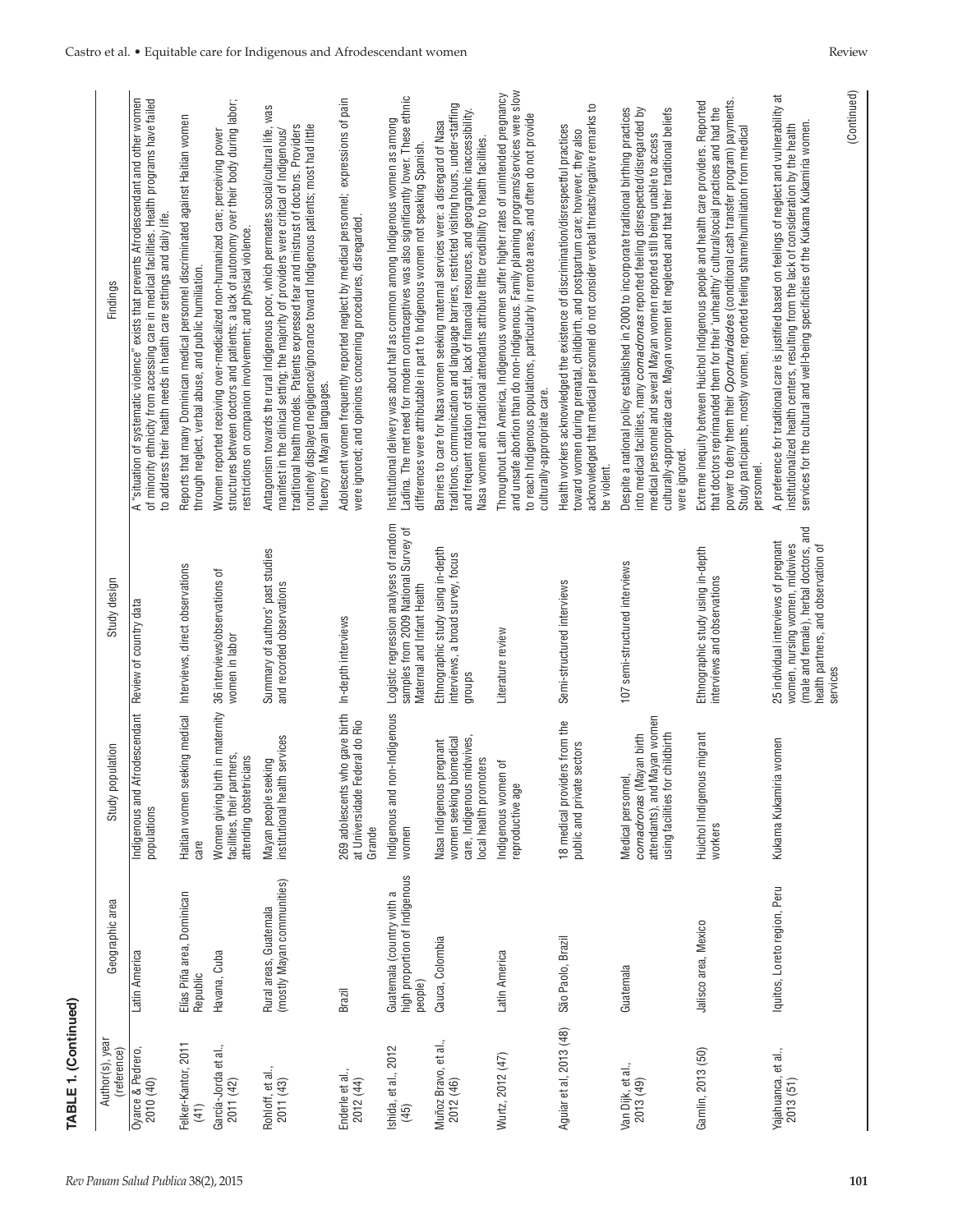**TABLE 1. (Continued)**

| Author(s), year (reference) | Geographic area | Study population | Study design | Findings |
|---|---|---|---|---|
| Oyarce & Pedrero, 2010 (40) | Latin America | Indigenous and Afrodescendant populations | Review of country data | A "situation of systematic violence" exists that prevents Afrodescendant and other women of minority ethnicity from accessing care in medical facilities. Health programs have failed to address their health needs in health care settings and daily life. |
| Felker-Kantor, 2011 (41) | Elías Piña area, Dominican Republic | Haitian women seeking medical care | Interviews, direct observations | Reports that many Dominican medical personnel discriminated against Haitian women through neglect, verbal abuse, and public humiliation. |
| García-Jorda et al., 2011 (42) | Havana, Cuba | Women giving birth in maternity facilities, their partners, attending obstetricians | 36 interviews/observations of women in labor | Women reported receiving over-medicalized non-humanized care; perceiving power structures between doctors and patients; a lack of autonomy over their body during labor; restrictions on companion involvement; and physical violence. |
| Rohloff, et al., 2011 (43) | Rural areas, Guatemala (mostly Mayan communities) | Mayan people seeking institutional health services | Summary of authors' past studies and recorded observations | Antagonism towards the rural Indigenous poor, which permeates social/cultural life, was manifest in the clinical setting; the majority of providers were critical of Indigenous/traditional health models. Patients expressed fear and mistrust of doctors. Providers routinely displayed negligence/ignorance toward Indigenous patients; most had little fluency in Mayan languages. |
| Enderle et al., 2012 (44) | Brazil | 269 adolescents who gave birth at Universidade Federal do Rio Grande | In-depth interviews | Adolescent women frequently reported neglect by medical personnel; expressions of pain were ignored; and opinions concerning procedures, disregarded. |
| Ishida, et al., 2012 (45) | Guatemala (country with a high proportion of Indigenous people) | Indigenous and non-Indigenous women | Logistic regression analyses of random samples from 2009 National Survey of Maternal and Infant Health | Institutional delivery was about half as common among Indigenous women as among Ladina. The met need for modern contraceptives was also significantly lower. These ethnic differences were attributable in part to Indigenous women not speaking Spanish. |
| Muñoz Bravo, et al., 2012 (46) | Cauca, Colombia | Nasa Indigenous pregnant women seeking biomedical care, Indigenous midwives, local health promoters | Ethnographic study using in-depth interviews, a broad survey, focus groups | Barriers to care for Nasa women seeking maternal services were: a disregard of Nasa traditions, communication and language barriers, restricted visiting hours, under-staffing and frequent rotation of staff, lack of financial resources, and geographic inaccessibility. Nasa women and traditional attendants attribute little credibility to health facilities. |
| Wurtz, 2012 (47) | Latin America | Indigenous women of reproductive age | Literature review | Throughout Latin America, Indigenous women suffer higher rates of unintended pregnancy and unsafe abortion than do non-Indigenous. Family planning programs/services were slow to reach Indigenous populations, particularly in remote areas, and often do not provide culturally-appropriate care. |
| Aguiar et al, 2013 (48) | São Paolo, Brazil | 18 medical providers from the public and private sectors | Semi-structured interviews | Health workers acknowledged the existence of discrimination/disrespectful practices toward women during prenatal, childbirth, and postpartum care; however, they also acknowledged that medical personnel do not consider verbal threats/negative remarks to be violent. |
| Van Dijk, et al., 2013 (49) | Guatemala | Medical personnel, *comadronas* (Mayan birth attendants), and Mayan women using facilities for childbirth | 107 semi-structured interviews | Despite a national policy established in 2000 to incorporate traditional birthing practices into medical facilities, many *comadronas* reported feeling disrespected/disregarded by medical personnel and several Mayan women reported still being unable to access culturally-appropriate care. Mayan women felt neglected and that their traditional beliefs were ignored. |
| Gamlin, 2013 (50) | Jalisco area, Mexico | Huichol Indigenous migrant workers | Ethnographic study using in-depth interviews and observations | Extreme inequity between Huichol Indigenous people and health care providers. Reported that doctors reprimanded them for their 'unhealthy' cultural/social practices and had the power to deny them their *Oportunidades* (conditional cash transfer program) payments. Study participants, mostly women, reported feeling shame/humiliation from medical personnel. |
| Yajahuanca, et al., 2013 (51) | Iquitos, Loreto region, Peru | Kukama Kukamiria women | 25 individual interviews of pregnant women, nursing women, midwives (male and female), herbal doctors, and health partners, and observation of services | A preference for traditional care is justified based on feelings of neglect and vulnerability at institutionalized health centers, resulting from the lack of consideration by the health services for the cultural and well-being specificities of the Kukama Kukamiria women. |

(Continued)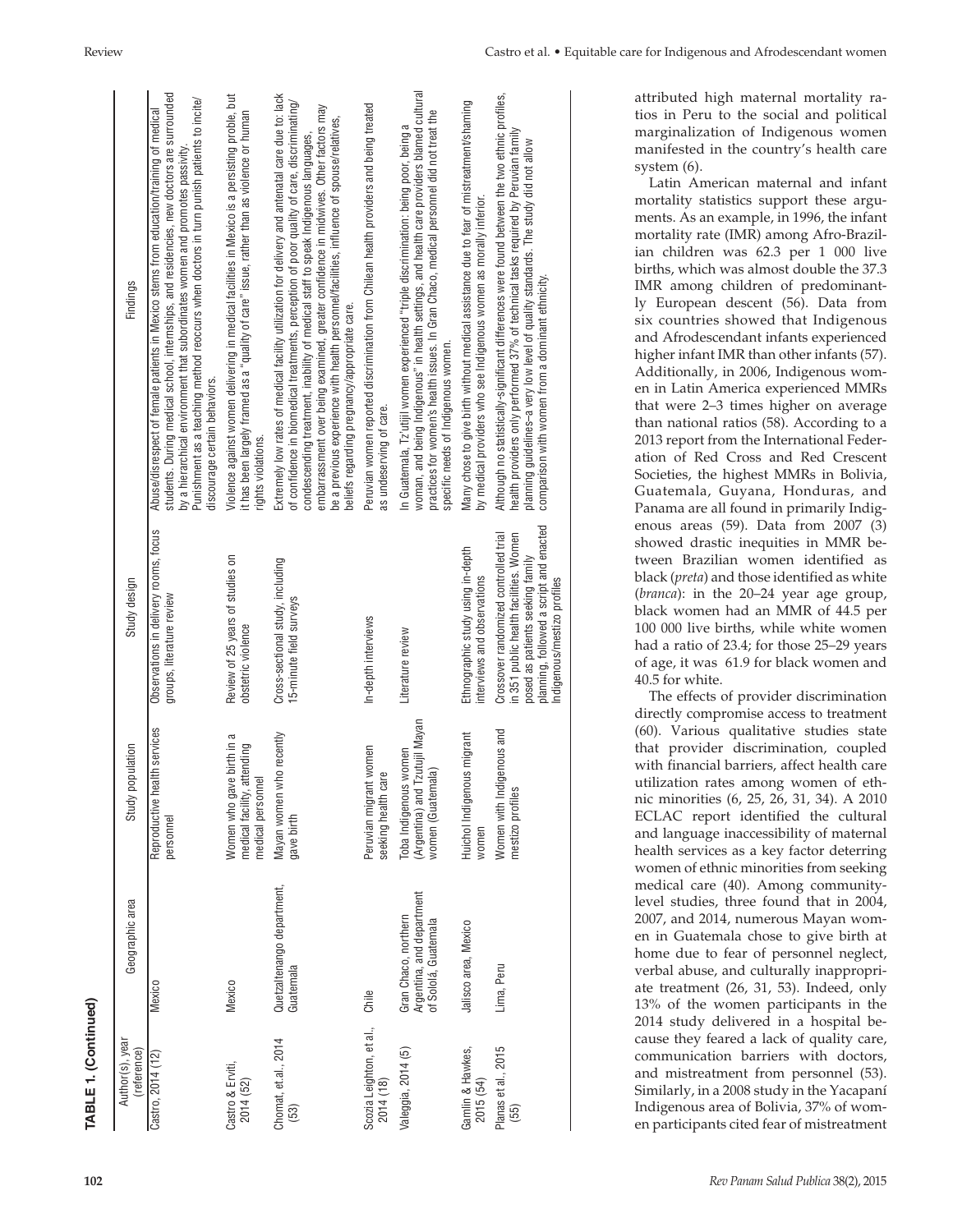**TABLE 1. (Continued)**

| Author(s), year (reference) | Geographic area | Study population | Study design | Findings |
| --- | --- | --- | --- | --- |
| Castro, 2014 (12) | Mexico | Reproductive health services personnel | Observations in delivery rooms, focus groups, literature review | Abuse/disrespect of female patients in Mexico stems from education/training of medical students. During medical school, internships, and residencies, new doctors are surrounded by a hierarchical environment that subordinates women and promotes passivity. Punishment as a teaching method reoccurs when doctors in turn punish patients to incite/discourage certain behaviors. |
| Castro & Erviti, 2014 (52) | Mexico | Women who gave birth in a medical facility, attending medical personnel | Review of 25 years of studies on obstetric violence | Violence against women delivering in medical facilities in Mexico is a persisting proble, but it has been largely framed as a "quality of care" issue, rather than as violence or human rights violations. |
| Chomat, et.al., 2014 (53) | Quetzaltenango department, Guatemala | Mayan women who recently gave birth | Cross-sectional study, including 15-minute field surveys | Extremely low rates of medical facility utilization for delivery and antenatal care due to: lack of confidence in biomedical treatments, perception of poor quality of care, discriminating/condescending treatment, inability of medical staff to speak Indigenous languages, embarrassment over being examined, greater confidence in midwives. Other factors may be a previous experience with health personnel/facilities, influence of spouse/relatives, beliefs regarding pregnancy/appropriate care. |
| Scozia Leighton, et al., 2014 (18) | Chile | Peruvian migrant women seeking health care | In-depth interviews | Peruvian women reported discrimination from Chilean health providers and being treated as undeserving of care. |
| Valeggia, 2014 (5) | Gran Chaco, northern Argentina, and department of Sololá, Guatemala | Toba Indigenous women (Argentina) and Tzutujil Mayan women (Guatemala) | Literature review | In Guatemala, Tz'utujil women experienced "triple discrimination: being poor, being a woman, and being Indigenous" in health settings, and health care providers blamed cultural practices for women's health issues. In Gran Chaco, medical personnel did not treat the specific needs of Indigenous women. |
| Gamlin & Hawkes, 2015 (54) | Jalisco area, Mexico | Huichol Indigenous migrant women | Ethnographic study using in-depth interviews and observations | Many chose to give birth without medical assistance due to fear of mistreatment/shaming by medical providers who see Indigenous women as morally inferior. |
| Planas et al., 2015 (55) | Lima, Peru | Women with Indigenous and mestizo profiles | Crossover randomized controlled trial in 351 public health facilities. Women posed as patients seeking family planning, followed a script and enacted Indigenous/mestizo profiles | Although no statistically-significant differences were found between the two ethnic profiles, health providers only performed 37% of technical tasks required by Peruvian family planning guidelines–a very low level of quality standards. The study did not allow comparison with women from a dominant ethnicity. |

attributed high maternal mortality ratios in Peru to the social and political marginalization of Indigenous women manifested in the country's health care system (6).

Latin American maternal and infant mortality statistics support these arguments. As an example, in 1996, the infant mortality rate (IMR) among Afro-Brazilian children was 62.3 per 1 000 live births, which was almost double the 37.3 IMR among children of predominantly European descent (56). Data from six countries showed that Indigenous and Afrodescendant infants experienced higher infant IMR than other infants (57). Additionally, in 2006, Indigenous women in Latin America experienced MMRs that were 2–3 times higher on average than national ratios (58). According to a 2013 report from the International Federation of Red Cross and Red Crescent Societies, the highest MMRs in Bolivia, Guatemala, Guyana, Honduras, and Panama are all found in primarily Indigenous areas (59). Data from 2007 (3) showed drastic inequities in MMR between Brazilian women identified as black (*preta*) and those identified as white (*branca*): in the 20–24 year age group, black women had an MMR of 44.5 per 100 000 live births, while white women had a ratio of 23.4; for those 25–29 years of age, it was 61.9 for black women and 40.5 for white.

The effects of provider discrimination directly compromise access to treatment (60). Various qualitative studies state that provider discrimination, coupled with financial barriers, affect health care utilization rates among women of ethnic minorities (6, 25, 26, 31, 34). A 2010 ECLAC report identified the cultural and language inaccessibility of maternal health services as a key factor deterring women of ethnic minorities from seeking medical care (40). Among community-level studies, three found that in 2004, 2007, and 2014, numerous Mayan women in Guatemala chose to give birth at home due to fear of personnel neglect, verbal abuse, and culturally inappropriate treatment (26, 31, 53). Indeed, only 13% of the women participants in the 2014 study delivered in a hospital because they feared a lack of quality care, communication barriers with doctors, and mistreatment from personnel (53). Similarly, in a 2008 study in the Yacapaní Indigenous area of Bolivia, 37% of women participants cited fear of mistreatment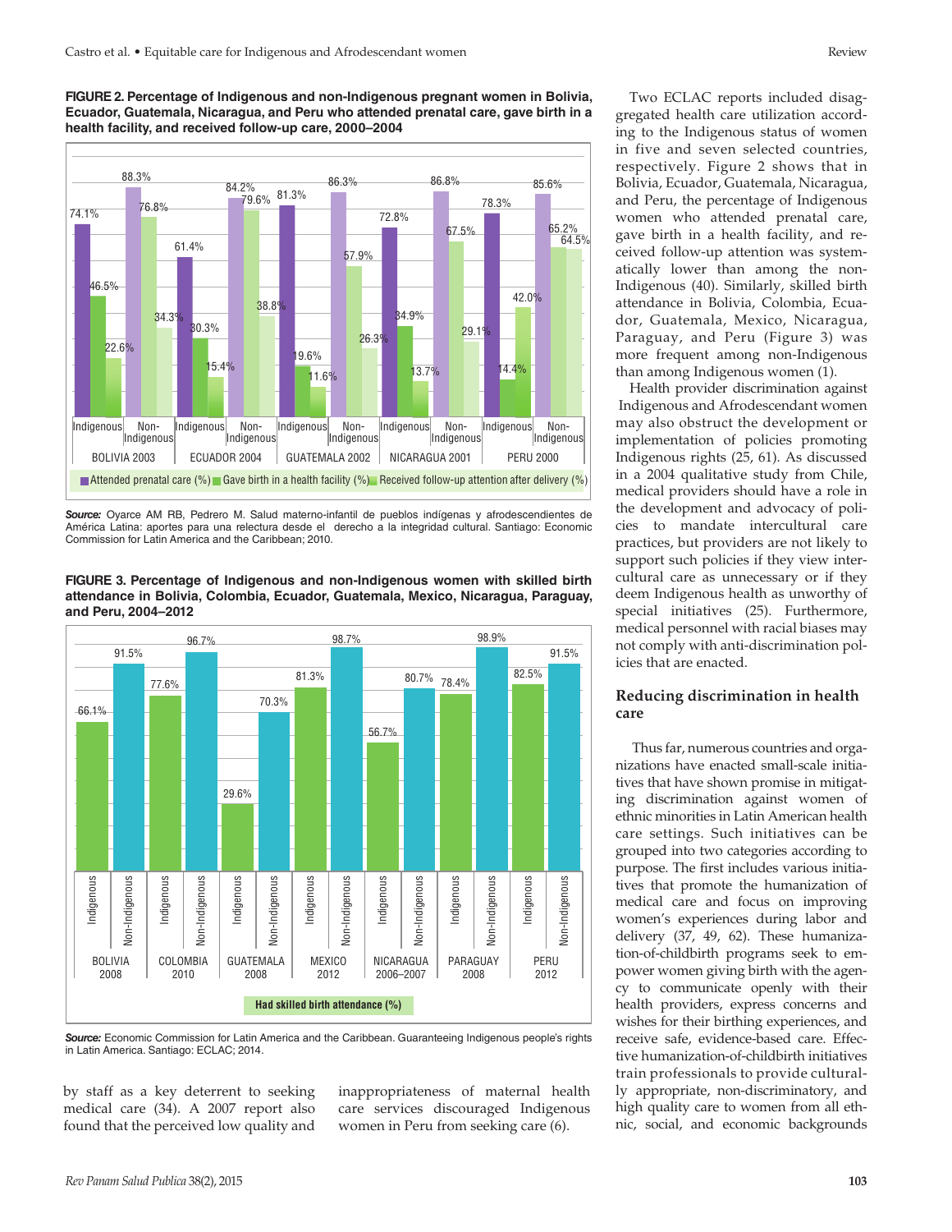**FIGURE 2. Percentage of Indigenous and non-Indigenous pregnant women in Bolivia, Ecuador, Guatemala, Nicaragua, and Peru who attended prenatal care, gave birth in a health facility, and received follow-up care, 2000–2004**

| Country | Group | Attended prenatal care (%) | Gave birth in a health facility (%) | Received follow-up attention after delivery (%) |
|---|---|---|---|---|
| BOLIVIA 2003 | Indigenous | 74.1% | 46.5% | 22.6% |
| | Non-Indigenous | 88.3% | 76.8% | 34.3% |
| ECUADOR 2004 | Indigenous | 61.4% | 30.3% | 15.4% |
| | Non-Indigenous | 84.2% | 79.6% | 38.8% |
| GUATEMALA 2002 | Indigenous | 81.3% | 19.6% | 11.6% |
| | Non-Indigenous | 86.3% | 57.9% | 26.3% |
| NICARAGUA 2001 | Indigenous | 72.8% | 34.9% | 13.7% |
| | Non-Indigenous | 86.8% | 67.5% | 29.1% |
| PERU 2000 | Indigenous | 78.3% | 14.4% | 42.0% |
| | Non-Indigenous | 85.6% | 65.2% | 64.5% |

*Source:* Oyarce AM RB, Pedrero M. Salud materno-infantil de pueblos indígenas y afrodescendientes de América Latina: aportes para una relectura desde el derecho a la integridad cultural. Santiago: Economic Commission for Latin America and the Caribbean; 2010.

**FIGURE 3. Percentage of Indigenous and non-Indigenous women with skilled birth attendance in Bolivia, Colombia, Ecuador, Guatemala, Mexico, Nicaragua, Paraguay, and Peru, 2004–2012**

| Country | Indigenous | Non-Indigenous |
|---|---|---|
| BOLIVIA 2008 | 66.1% | 91.5% |
| COLOMBIA 2010 | 77.6% | 96.7% |
| GUATEMALA 2008 | 29.6% | 70.3% |
| MEXICO 2012 | 81.3% | 98.7% |
| NICARAGUA 2006–2007 | 56.7% | 80.7% |
| PARAGUAY 2008 | 78.4% | 98.9% |
| PERU 2012 | 82.5% | 91.5% |

Had skilled birth attendance (%)

*Source:* Economic Commission for Latin America and the Caribbean. Guaranteeing Indigenous people's rights in Latin America. Santiago: ECLAC; 2014.

by staff as a key deterrent to seeking medical care (34). A 2007 report also found that the perceived low quality and inappropriateness of maternal health care services discouraged Indigenous women in Peru from seeking care (6).

Two ECLAC reports included disaggregated health care utilization according to the Indigenous status of women in five and seven selected countries, respectively. Figure 2 shows that in Bolivia, Ecuador, Guatemala, Nicaragua, and Peru, the percentage of Indigenous women who attended prenatal care, gave birth in a health facility, and received follow-up attention was systematically lower than among the non-Indigenous (40). Similarly, skilled birth attendance in Bolivia, Colombia, Ecuador, Guatemala, Mexico, Nicaragua, Paraguay, and Peru (Figure 3) was more frequent among non-Indigenous than among Indigenous women (1).

Health provider discrimination against Indigenous and Afrodescendant women may also obstruct the development or implementation of policies promoting Indigenous rights (25, 61). As discussed in a 2004 qualitative study from Chile, medical providers should have a role in the development and advocacy of policies to mandate intercultural care practices, but providers are not likely to support such policies if they view intercultural care as unnecessary or if they deem Indigenous health as unworthy of special initiatives (25). Furthermore, medical personnel with racial biases may not comply with anti-discrimination policies that are enacted.

## Reducing discrimination in health care

Thus far, numerous countries and organizations have enacted small-scale initiatives that have shown promise in mitigating discrimination against women of ethnic minorities in Latin American health care settings. Such initiatives can be grouped into two categories according to purpose. The first includes various initiatives that promote the humanization of medical care and focus on improving women's experiences during labor and delivery (37, 49, 62). These humanization-of-childbirth programs seek to empower women giving birth with the agency to communicate openly with their health providers, express concerns and wishes for their birthing experiences, and receive safe, evidence-based care. Effective humanization-of-childbirth initiatives train professionals to provide culturally appropriate, non-discriminatory, and high quality care to women from all ethnic, social, and economic backgrounds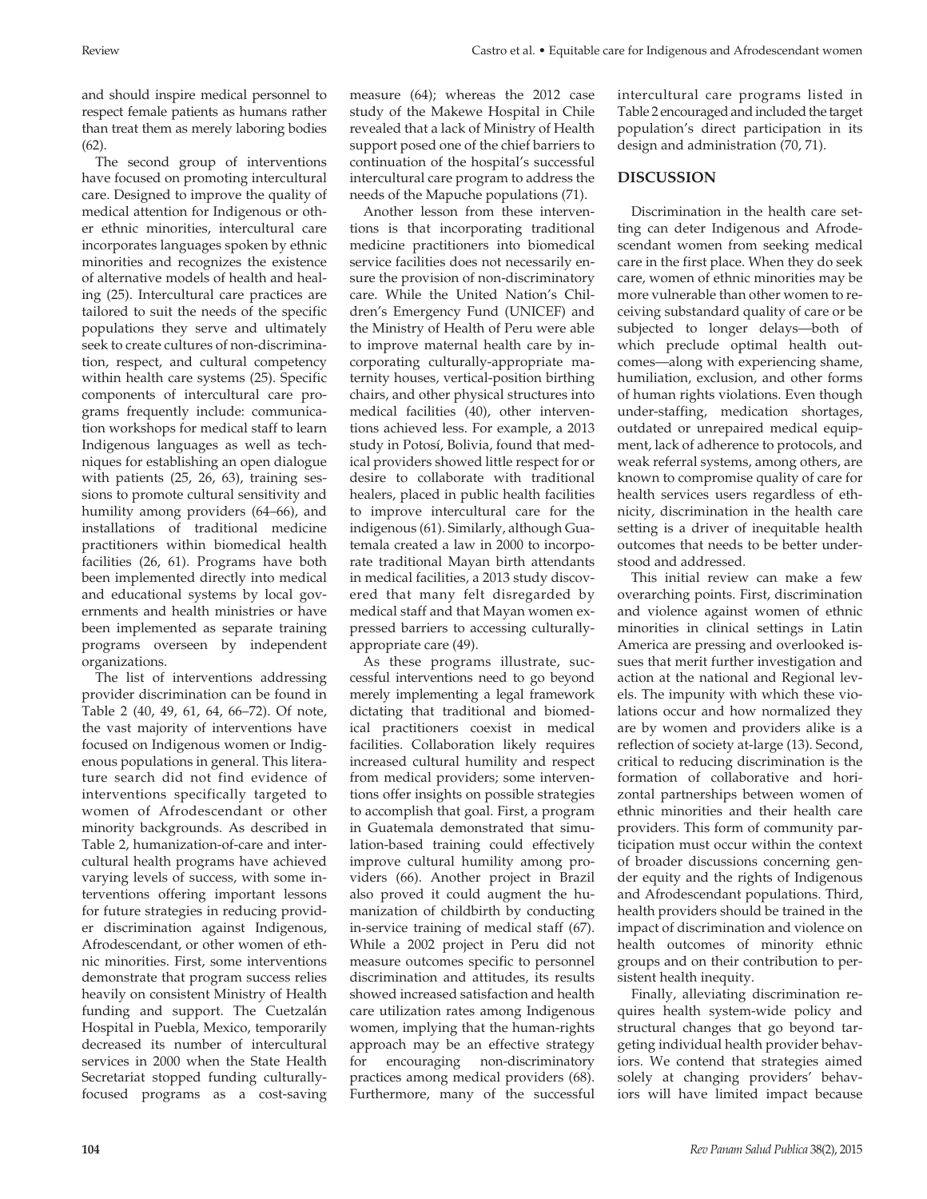and should inspire medical personnel to respect female patients as humans rather than treat them as merely laboring bodies (62).

The second group of interventions have focused on promoting intercultural care. Designed to improve the quality of medical attention for Indigenous or other ethnic minorities, intercultural care incorporates languages spoken by ethnic minorities and recognizes the existence of alternative models of health and healing (25). Intercultural care practices are tailored to suit the needs of the specific populations they serve and ultimately seek to create cultures of non-discrimination, respect, and cultural competency within health care systems (25). Specific components of intercultural care programs frequently include: communication workshops for medical staff to learn Indigenous languages as well as techniques for establishing an open dialogue with patients (25, 26, 63), training sessions to promote cultural sensitivity and humility among providers (64–66), and installations of traditional medicine practitioners within biomedical health facilities (26, 61). Programs have both been implemented directly into medical and educational systems by local governments and health ministries or have been implemented as separate training programs overseen by independent organizations.

The list of interventions addressing provider discrimination can be found in Table 2 (40, 49, 61, 64, 66–72). Of note, the vast majority of interventions have focused on Indigenous women or Indigenous populations in general. This literature search did not find evidence of interventions specifically targeted to women of Afrodescendant or other minority backgrounds. As described in Table 2, humanization-of-care and intercultural health programs have achieved varying levels of success, with some interventions offering important lessons for future strategies in reducing provider discrimination against Indigenous, Afrodescendant, or other women of ethnic minorities. First, some interventions demonstrate that program success relies heavily on consistent Ministry of Health funding and support. The Cuetzalán Hospital in Puebla, Mexico, temporarily decreased its number of intercultural services in 2000 when the State Health Secretariat stopped funding culturally-focused programs as a cost-saving measure (64); whereas the 2012 case study of the Makewe Hospital in Chile revealed that a lack of Ministry of Health support posed one of the chief barriers to continuation of the hospital's successful intercultural care program to address the needs of the Mapuche populations (71).

Another lesson from these interventions is that incorporating traditional medicine practitioners into biomedical service facilities does not necessarily ensure the provision of non-discriminatory care. While the United Nation's Children's Emergency Fund (UNICEF) and the Ministry of Health of Peru were able to improve maternal health care by incorporating culturally-appropriate maternity houses, vertical-position birthing chairs, and other physical structures into medical facilities (40), other interventions achieved less. For example, a 2013 study in Potosí, Bolivia, found that medical providers showed little respect for or desire to collaborate with traditional healers, placed in public health facilities to improve intercultural care for the indigenous (61). Similarly, although Guatemala created a law in 2000 to incorporate traditional Mayan birth attendants in medical facilities, a 2013 study discovered that many felt disregarded by medical staff and that Mayan women expressed barriers to accessing culturally-appropriate care (49).

As these programs illustrate, successful interventions need to go beyond merely implementing a legal framework dictating that traditional and biomedical practitioners coexist in medical facilities. Collaboration likely requires increased cultural humility and respect from medical providers; some interventions offer insights on possible strategies to accomplish that goal. First, a program in Guatemala demonstrated that simulation-based training could effectively improve cultural humility among providers (66). Another project in Brazil also proved it could augment the humanization of childbirth by conducting in-service training of medical staff (67). While a 2002 project in Peru did not measure outcomes specific to personnel discrimination and attitudes, its results showed increased satisfaction and health care utilization rates among Indigenous women, implying that the human-rights approach may be an effective strategy for encouraging non-discriminatory practices among medical providers (68). Furthermore, many of the successful intercultural care programs listed in Table 2 encouraged and included the target population's direct participation in its design and administration (70, 71).

## DISCUSSION

Discrimination in the health care setting can deter Indigenous and Afrodescendant women from seeking medical care in the first place. When they do seek care, women of ethnic minorities may be more vulnerable than other women to receiving substandard quality of care or be subjected to longer delays—both of which preclude optimal health outcomes—along with experiencing shame, humiliation, exclusion, and other forms of human rights violations. Even though under-staffing, medication shortages, outdated or unrepaired medical equipment, lack of adherence to protocols, and weak referral systems, among others, are known to compromise quality of care for health services users regardless of ethnicity, discrimination in the health care setting is a driver of inequitable health outcomes that needs to be better understood and addressed.

This initial review can make a few overarching points. First, discrimination and violence against women of ethnic minorities in clinical settings in Latin America are pressing and overlooked issues that merit further investigation and action at the national and Regional levels. The impunity with which these violations occur and how normalized they are by women and providers alike is a reflection of society at-large (13). Second, critical to reducing discrimination is the formation of collaborative and horizontal partnerships between women of ethnic minorities and their health care providers. This form of community participation must occur within the context of broader discussions concerning gender equity and the rights of Indigenous and Afrodescendant populations. Third, health providers should be trained in the impact of discrimination and violence on health outcomes of minority ethnic groups and on their contribution to persistent health inequity.

Finally, alleviating discrimination requires health system-wide policy and structural changes that go beyond targeting individual health provider behaviors. We contend that strategies aimed solely at changing providers' behaviors will have limited impact because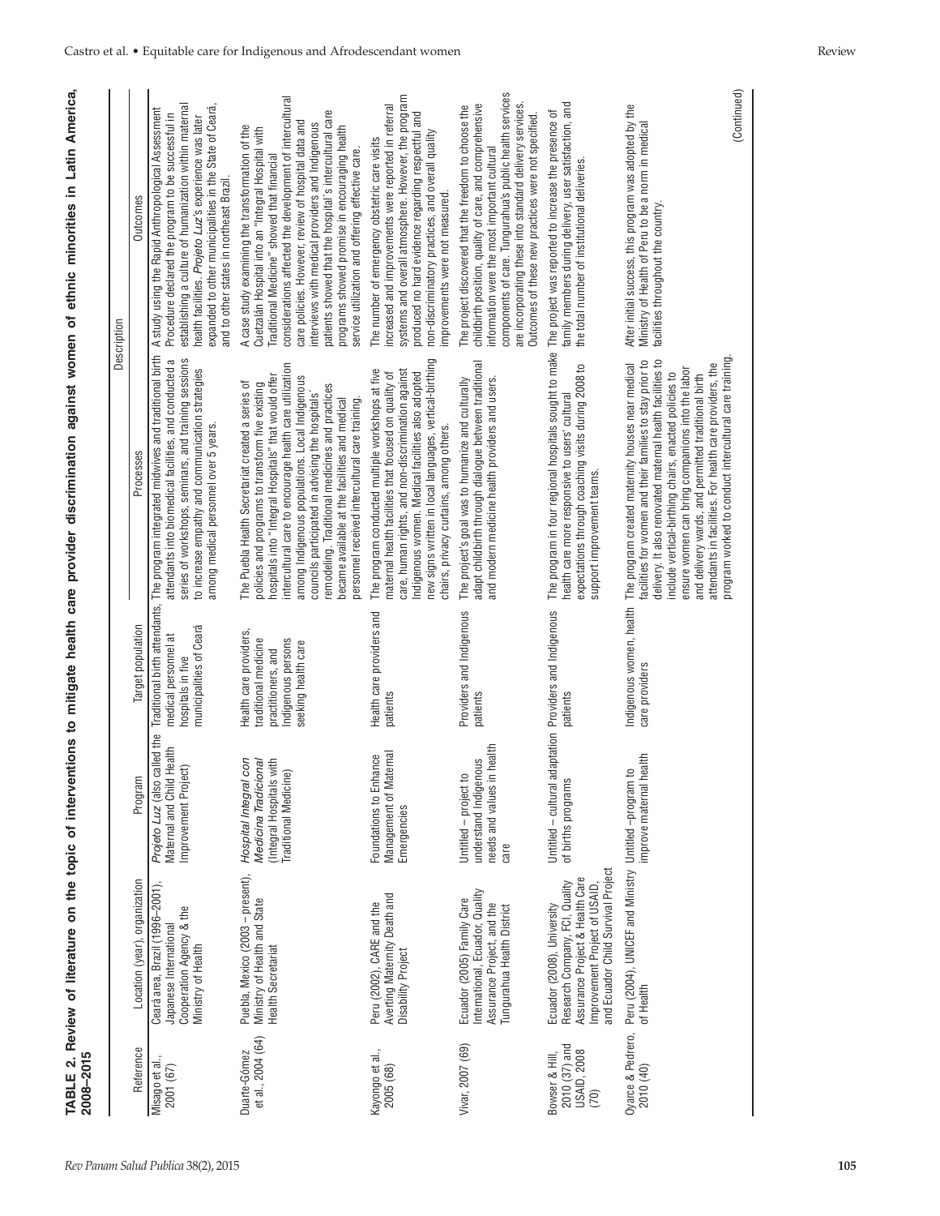**TABLE 2. Review of literature on the topic of interventions to mitigate health care provider discrimination against women of ethnic minorities in Latin America, 2008–2015**

| Reference | Location (year), organization | Program | Target population | Description | |
|---|---|---|---|---|---|
| | | | | Processes | Outcomes |
| Misago et al., 2001 (67) | Ceará area, Brazil (1996–2001), Japanese International Cooperation Agency & the Ministry of Health | *Projeto Luz* (also called the Maternal and Child Health Improvement Project) | Traditional birth attendants, medical personnel at hospitals in five municipalities of Ceará | The program integrated midwives and traditional birth attendants into biomedical facilities, and conducted a series of workshops, seminars, and training sessions to increase empathy and communication strategies among medical personnel over 5 years. | A study using the Rapid Anthropological Assessment Procedure declared the program to be successful in establishing a culture of humanization within maternal health facilities. *Projeto Luz*'s experience was later expanded to other municipalities in the State of Ceará, and to other states in northeast Brazil. |
| Duarte-Gómez et al., 2004 (64) | Puebla, Mexico (2003 – present), Ministry of Health and State Health Secretariat | *Hospital Integral con Medicina Tradicional* (Integral Hospitals with Traditional Medicine) | Health care providers, traditional medicine practitioners, and Indigenous persons seeking health care | The Puebla Health Secretariat created a series of policies and programs to transform five existing hospitals into "Integral Hospitals" that would offer intercultural care to encourage health care utilization among Indigenous populations. Local Indigenous councils participated in advising the hospitals' remodeling. Traditional medicines and practices became available at the facilities and medical personnel received intercultural care training. | A case study examining the transformation of the Cuetzalán Hospital into an "Integral Hospital with Traditional Medicine" showed that financial considerations affected the development of intercultural care policies. However, review of hospital data and interviews with medical providers and Indigenous patients showed that the hospital's intercultural care programs showed promise in encouraging health service utilization and offering effective care. |
| Kayongo et al., 2005 (68) | Peru (2002), CARE and the Averting Maternity Death and Disability Project | Foundations to Enhance Management of Maternal Emergencies | Health care providers and patients | The program conducted multiple workshops at five maternal health facilities that focused on quality of care, human rights, and non-discrimination against Indigenous women. Medical facilities also adopted new signs written in local languages, vertical-birthing chairs, privacy curtains, among others. | The number of emergency obstetric care visits increased and improvements were reported in referral systems and overall atmosphere. However, the program produced no hard evidence regarding respectful and non-discriminatory practices, and overall quality improvements were not measured. |
| Vivar, 2007 (69) | Ecuador (2005) Family Care International, Ecuador, Quality Assurance Project, and the Tungurahua Health District | Untitled – project to understand Indigenous needs and values in health care | Providers and Indigenous patients | The project's goal was to humanize and culturally adapt childbirth through dialogue between traditional and modern medicine health providers and users. | The project discovered that the freedom to choose the childbirth position, quality of care, and comprehensive information were the most important cultural components of care. Tungurahua's public health services are incorporating these into standard delivery services. Outcomes of these new practices were not specified. |
| Bowser & Hill, 2010 (37) and USAID, 2008 (70) | Ecuador (2008), University Research Company, FCI, Quality Assurance Project & Health Care Improvement Project of USAID, and Ecuador Child Survival Project | Untitled – cultural adaptation of births programs | Providers and Indigenous patients | The program in four regional hospitals sought to make health care more responsive to users' cultural expectations through coaching visits during 2008 to support improvement teams. | The project was reported to increase the presence of family members during delivery, user satisfaction, and the total number of institutional deliveries. |
| Oyarce & Pedrero, 2010 (40) | Peru (2004), UNICEF and Ministry of Health | Untitled –program to improve maternal health | Indigenous women, health care providers | The program created maternity houses near medical facilities for women and their families to stay prior to delivery. It also renovated maternal health facilities to include vertical-birthing chairs, enacted policies to ensure women can bring companions into the labor and delivery wards, and permitted traditional birth attendants in facilities. For health care providers, the program worked to conduct intercultural care training. | After initial success, this program was adopted by the Ministry of Health of Peru to be a norm in medical facilities throughout the country. |

(Continued)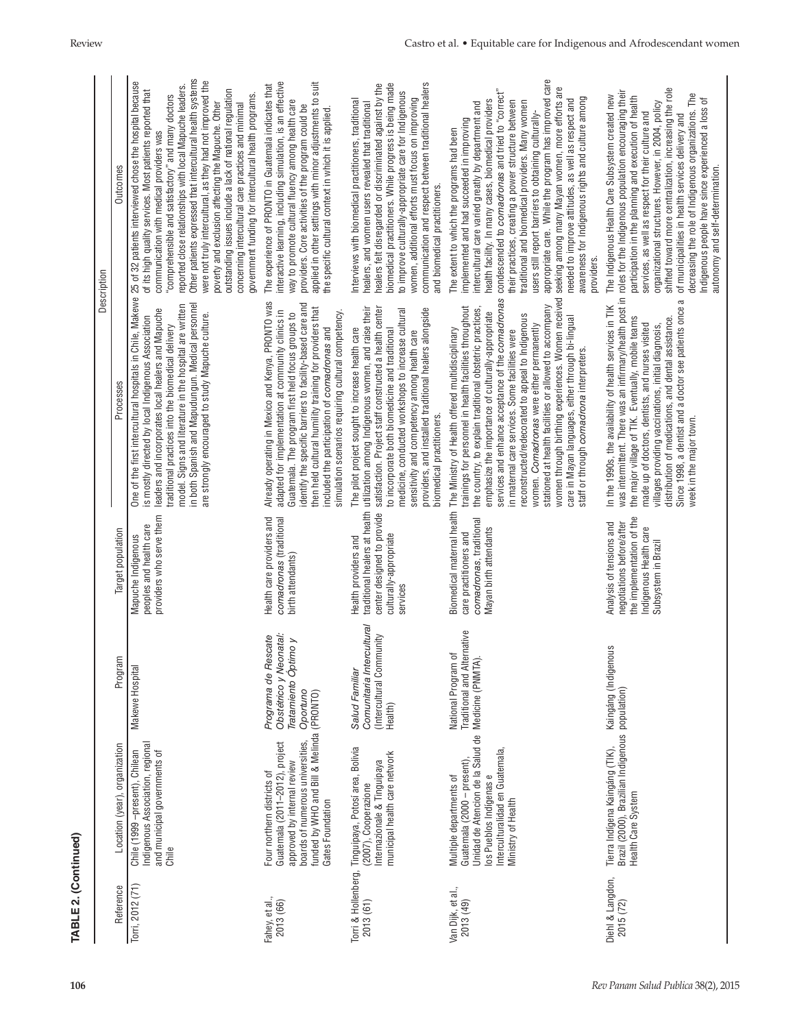**TABLE 2. (Continued)**

| Reference | Location (year), organization | Program | Target population | Description | |
|---|---|---|---|---|---|
| | | | | Processes | Outcomes |
| Torri, 2012 (71) | Chile (1999 –present), Chilean Indigenous Association, regional and municipal governments of Chile | Makewe Hospital | Mapuche Indigenous peoples and health care providers who serve them | One of the first intercultural hospitals in Chile, Makewe is mostly directed by local Indigenous Association leaders and incorporates local healers and Mapuche traditional practices into the biomedical delivery model. Signs and literature in the hospital are written in both Spanish and Mapudungun. Medical personnel are strongly encouraged to study Mapuche culture. | 25 of 32 patients interviewed chose the hospital because of its high quality services. Most patients reported that communication with medical providers was "comprehensible and satisfactory" and many doctors reported close relationships with local Mapuche leaders. Other patients expressed that intercultural health systems were not truly intercultural, as they had not improved the poverty and exclusion affecting the Mapuche. Other outstanding issues include a lack of national regulation concerning intercultural care practices and minimal government funding for intercultural health programs. |
| Fahey, et al., 2013 (66) | Four northern districts of Guatemala (2011–2012), project approved by internal review boards of numerous universities, funded by WHO and Bill & Melinda Gates Foundation | *Programa de Rescate Obstétrico y Neonatal: Tratamiento Óptimo y Oportuno* (PRONTO) | Health care providers and *comadronas* (traditional birth attendants) | Already operating in Mexico and Kenya, PRONTO was adapted for implementation at community clinics in Guatemala. The program first held focus groups to identify the specific barriers to facility-based care and then held cultural humility training for providers that included the participation of *comadronas* and simulation scenarios requiring cultural competency. | The experience of PRONTO in Guatemala indicates that interactive learning, including simulation, is an effective way to promote cultural fluency among health care providers. Core activities of the program could be applied in other settings with minor adjustments to suit the specific cultural context in which it is applied. |
| Torri & Hollenberg, 2013 (61) | Tinguipaya, Potosí area, Bolivia (2007), Cooperazione Internazionale & Tinguipaya municipal health care network | *Salud Familiar Comunitaria Intercultural* (Intercultural Community Health) | Health providers and traditional healers at health center designed to provide culturally-appropriate services | The pilot project sought to increase health care utilization among Indigenous women, and raise their satisfaction. Project staff constructed a health center to incorporate both biomedicine and traditional medicine, conducted workshops to increase cultural sensitivity and competency among health care providers, and installed traditional healers alongside biomedical practitioners. | Interviews with biomedical practitioners, traditional healers, and women users revealed that traditional healers felt disregarded or discriminated against by the biomedical practitioners. While progress is being made to improve culturally-appropriate care for Indigenous women, additional efforts must focus on improving communication and respect between traditional healers and biomedical practitioners. |
| Van Dijk, et al., 2013 (49) | Multiple departments of Guatemala (2000 – present), Unidad de Atencion de la Salud de los Pueblos Indígenas e Interculturalidad en Guatemala, Ministry of Health | National Program of Traditional and Alternative Medicine (PNMTA). | Biomedical maternal health care practitioners and *comadronas*, traditional Mayan birth attendants | The Ministry of Health offered multidisciplinary trainings for personnel in health facilities throughout the country, to explain traditional obstetric practices, emphasize the importance of culturally-appropriate services and enhance acceptance of the *comadronas* in maternal care services. Some facilities were reconstructed/redecorated to appeal to Indigenous women. *Comadronas* were either permanently stationed at health facilities or allowed to accompany women through birthing experiences. Women received care in Mayan languages, either through bi-lingual staff or through *comadrona* interpreters. | The extent to which the programs had been implemented and had succeeded in improving intercultural care varied greatly by department and health facility. In many cases, biomedical providers condescended to *comadronas* and tried to "correct" their practices, creating a power structure between traditional and biomedical providers. Many women users still report barriers to obtaining culturally-appropriate care. While the program has improved care seeking among many Mayan women, more efforts are needed to improve attitudes, as well as respect and awareness for Indigenous rights and culture among providers. |
| Diehl & Langdon, 2015 (72) | Tierra Indígena Kaingáng (TIK), Brazil (2000), Brazilian Indigenous Health Care System | Kaingáng (Indigenous population) | Analysis of tensions and negotiations before/after the implementation of the Indigenous Health care Subsystem in Brazil | In the 1990s, the availability of health services in TIK was intermittent. There was an infirmary/health post in the major village of TIK. Eventually, mobile teams made up of doctors, dentists, and nurses visited villages providing vaccinations, initial diagnosis, distribution of medications, and dental assistance. Since 1998, a dentist and a doctor see patients once a week in the major town. | The Indigenous Health Care Subsystem created new roles for the Indigenous population encouraging their participation in the planning and execution of health services, as well as respect for their culture and organizational structures. However, in 2004, policy shifted toward more centralization, increasing the role of municipalities in health services delivery and decreasing the role of Indigenous organizations. The Indigenous people have since experienced a loss of autonomy and self-determination. |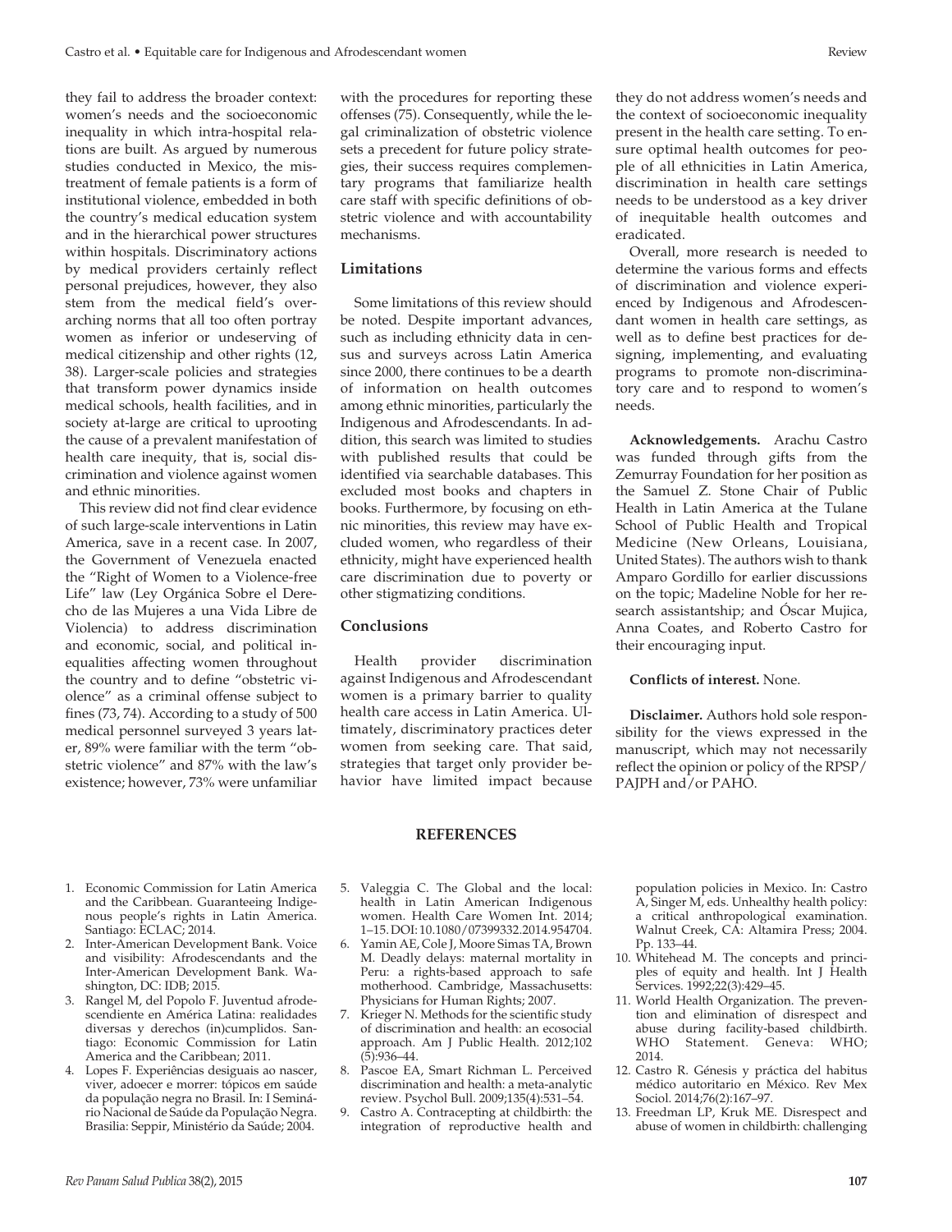they fail to address the broader context: women's needs and the socioeconomic inequality in which intra-hospital relations are built. As argued by numerous studies conducted in Mexico, the mistreatment of female patients is a form of institutional violence, embedded in both the country's medical education system and in the hierarchical power structures within hospitals. Discriminatory actions by medical providers certainly reflect personal prejudices, however, they also stem from the medical field's overarching norms that all too often portray women as inferior or undeserving of medical citizenship and other rights (12, 38). Larger-scale policies and strategies that transform power dynamics inside medical schools, health facilities, and in society at-large are critical to uprooting the cause of a prevalent manifestation of health care inequity, that is, social discrimination and violence against women and ethnic minorities.

This review did not find clear evidence of such large-scale interventions in Latin America, save in a recent case. In 2007, the Government of Venezuela enacted the "Right of Women to a Violence-free Life" law (Ley Orgánica Sobre el Derecho de las Mujeres a una Vida Libre de Violencia) to address discrimination and economic, social, and political inequalities affecting women throughout the country and to define "obstetric violence" as a criminal offense subject to fines (73, 74). According to a study of 500 medical personnel surveyed 3 years later, 89% were familiar with the term "obstetric violence" and 87% with the law's existence; however, 73% were unfamiliar with the procedures for reporting these offenses (75). Consequently, while the legal criminalization of obstetric violence sets a precedent for future policy strategies, their success requires complementary programs that familiarize health care staff with specific definitions of obstetric violence and with accountability mechanisms.

## Limitations

Some limitations of this review should be noted. Despite important advances, such as including ethnicity data in census and surveys across Latin America since 2000, there continues to be a dearth of information on health outcomes among ethnic minorities, particularly the Indigenous and Afrodescendants. In addition, this search was limited to studies with published results that could be identified via searchable databases. This excluded most books and chapters in books. Furthermore, by focusing on ethnic minorities, this review may have excluded women, who regardless of their ethnicity, might have experienced health care discrimination due to poverty or other stigmatizing conditions.

## Conclusions

Health provider discrimination against Indigenous and Afrodescendant women is a primary barrier to quality health care access in Latin America. Ultimately, discriminatory practices deter women from seeking care. That said, strategies that target only provider behavior have limited impact because they do not address women's needs and the context of socioeconomic inequality present in the health care setting. To ensure optimal health outcomes for people of all ethnicities in Latin America, discrimination in health care settings needs to be understood as a key driver of inequitable health outcomes and eradicated.

Overall, more research is needed to determine the various forms and effects of discrimination and violence experienced by Indigenous and Afrodescendant women in health care settings, as well as to define best practices for designing, implementing, and evaluating programs to promote non-discriminatory care and to respond to women's needs.

**Acknowledgements.** Arachu Castro was funded through gifts from the Zemurray Foundation for her position as the Samuel Z. Stone Chair of Public Health in Latin America at the Tulane School of Public Health and Tropical Medicine (New Orleans, Louisiana, United States). The authors wish to thank Amparo Gordillo for earlier discussions on the topic; Madeline Noble for her research assistantship; and Óscar Mujica, Anna Coates, and Roberto Castro for their encouraging input.

**Conflicts of interest.** None.

**Disclaimer.** Authors hold sole responsibility for the views expressed in the manuscript, which may not necessarily reflect the opinion or policy of the RPSP/PAJPH and/or PAHO.

## REFERENCES

1. Economic Commission for Latin America and the Caribbean. Guaranteeing Indigenous people's rights in Latin America. Santiago: ECLAC; 2014.
2. Inter-American Development Bank. Voice and visibility: Afrodescendants and the Inter-American Development Bank. Washington, DC: IDB; 2015.
3. Rangel M, del Popolo F. Juventud afrodescendiente en América Latina: realidades diversas y derechos (in)cumplidos. Santiago: Economic Commission for Latin America and the Caribbean; 2011.
4. Lopes F. Experiências desiguais ao nascer, viver, adoecer e morrer: tópicos em saúde da população negra no Brasil. In: I Seminário Nacional de Saúde da População Negra. Brasilia: Seppir, Ministério da Saúde; 2004.
5. Valeggia C. The Global and the local: health in Latin American Indigenous women. Health Care Women Int. 2014; 1–15. DOI: 10.1080/07399332.2014.954704.
6. Yamin AE, Cole J, Moore Simas TA, Brown M. Deadly delays: maternal mortality in Peru: a rights-based approach to safe motherhood. Cambridge, Massachusetts: Physicians for Human Rights; 2007.
7. Krieger N. Methods for the scientific study of discrimination and health: an ecosocial approach. Am J Public Health. 2012;102 (5):936–44.
8. Pascoe EA, Smart Richman L. Perceived discrimination and health: a meta-analytic review. Psychol Bull. 2009;135(4):531–54.
9. Castro A. Contracepting at childbirth: the integration of reproductive health and population policies in Mexico. In: Castro A, Singer M, eds. Unhealthy health policy: a critical anthropological examination. Walnut Creek, CA: Altamira Press; 2004. Pp. 133–44.
10. Whitehead M. The concepts and principles of equity and health. Int J Health Services. 1992;22(3):429–45.
11. World Health Organization. The prevention and elimination of disrespect and abuse during facility-based childbirth. WHO Statement. Geneva: WHO; 2014.
12. Castro R. Génesis y práctica del habitus médico autoritario en México. Rev Mex Sociol. 2014;76(2):167–97.
13. Freedman LP, Kruk ME. Disrespect and abuse of women in childbirth: challenging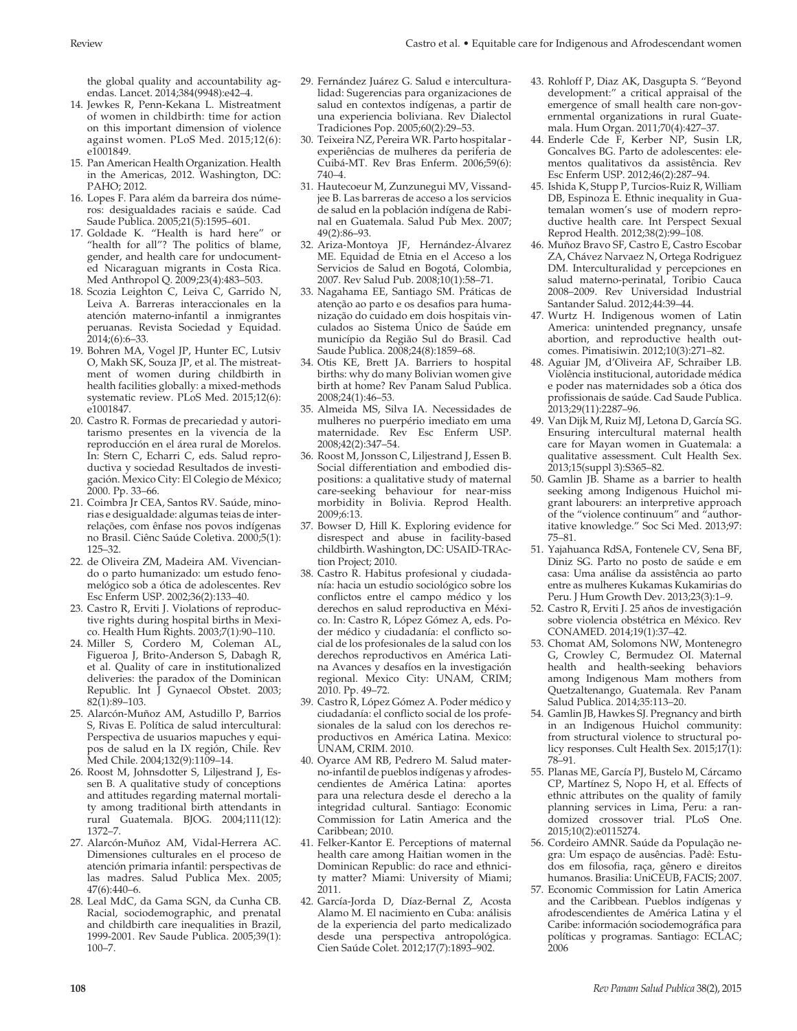the global quality and accountability agendas. Lancet. 2014;384(9948):e42–4.

14. Jewkes R, Penn-Kekana L. Mistreatment of women in childbirth: time for action on this important dimension of violence against women. PLoS Med. 2015;12(6): e1001849.
15. Pan American Health Organization. Health in the Americas, 2012. Washington, DC: PAHO; 2012.
16. Lopes F. Para além da barreira dos números: desigualdades raciais e saúde. Cad Saude Publica. 2005;21(5):1595–601.
17. Goldade K. "Health is hard here" or "health for all"? The politics of blame, gender, and health care for undocumented Nicaraguan migrants in Costa Rica. Med Anthropol Q. 2009;23(4):483–503.
18. Scozia Leighton C, Leiva C, Garrido N, Leiva A. Barreras interaccionales en la atención materno-infantil a inmigrantes peruanas. Revista Sociedad y Equidad. 2014;(6):6–33.
19. Bohren MA, Vogel JP, Hunter EC, Lutsiv O, Makh SK, Souza JP, et al. The mistreatment of women during childbirth in health facilities globally: a mixed-methods systematic review. PLoS Med. 2015;12(6): e1001847.
20. Castro R. Formas de precariedad y autoritarismo presentes en la vivencia de la reproducción en el área rural de Morelos. In: Stern C, Echarri C, eds. Salud reproductiva y sociedad Resultados de investigación. Mexico City: El Colegio de México; 2000. Pp. 33–66.
21. Coimbra Jr CEA, Santos RV. Saúde, minorias e desigualdade: algumas teias de inter-relações, com ênfase nos povos indígenas no Brasil. Ciênc Saúde Coletiva. 2000;5(1): 125–32.
22. de Oliveira ZM, Madeira AM. Vivenciando o parto humanizado: um estudo fenomelógico sob a ótica de adolescentes. Rev Esc Enferm USP. 2002;36(2):133–40.
23. Castro R, Erviti J. Violations of reproductive rights during hospital births in Mexico. Health Hum Rights. 2003;7(1):90–110.
24. Miller S, Cordero M, Coleman AL, Figueroa J, Brito-Anderson S, Dabagh R, et al. Quality of care in institutionalized deliveries: the paradox of the Dominican Republic. Int J Gynaecol Obstet. 2003; 82(1):89–103.
25. Alarcón-Muñoz AM, Astudillo P, Barrios S, Rivas E. Política de salud intercultural: Perspectiva de usuarios mapuches y equipos de salud en la IX región, Chile. Rev Med Chile. 2004;132(9):1109–14.
26. Roost M, Johnsdotter S, Liljestrand J, Essen B. A qualitative study of conceptions and attitudes regarding maternal mortality among traditional birth attendants in rural Guatemala. BJOG. 2004;111(12): 1372–7.
27. Alarcón-Muñoz AM, Vidal-Herrera AC. Dimensiones culturales en el proceso de atención primaria infantil: perspectivas de las madres. Salud Publica Mex. 2005; 47(6):440–6.
28. Leal MdC, da Gama SGN, da Cunha CB. Racial, sociodemographic, and prenatal and childbirth care inequalities in Brazil, 1999-2001. Rev Saude Publica. 2005;39(1): 100–7.
29. Fernández Juárez G. Salud e interculturalidad: Sugerencias para organizaciones de salud en contextos indígenas, a partir de una experiencia boliviana. Rev Dialectol Tradiciones Pop. 2005;60(2):29–53.
30. Teixeira NZ, Pereira WR. Parto hospitalar - experiências de mulheres da periferia de Cuibá-MT. Rev Bras Enferm. 2006;59(6): 740–4.
31. Hautecoeur M, Zunzunegui MV, Vissandjee B. Las barreras de acceso a los servicios de salud en la población indígena de Rabinal en Guatemala. Salud Pub Mex. 2007; 49(2):86–93.
32. Ariza-Montoya JF, Hernández-Álvarez ME. Equidad de Etnia en el Acceso a los Servicios de Salud en Bogotá, Colombia, 2007. Rev Salud Pub. 2008;10(1):58–71.
33. Nagahama EE, Santiago SM. Práticas de atenção ao parto e os desafios para humanização do cuidado em dois hospitais vinculados ao Sistema Único de Saúde em município da Região Sul do Brasil. Cad Saude Publica. 2008;24(8):1859–68.
34. Otis KE, Brett JA. Barriers to hospital births: why do many Bolivian women give birth at home? Rev Panam Salud Publica. 2008;24(1):46–53.
35. Almeida MS, Silva IA. Necessidades de mulheres no puerpério imediato em uma maternidade. Rev Esc Enferm USP. 2008;42(2):347–54.
36. Roost M, Jonsson C, Liljestrand J, Essen B. Social differentiation and embodied dispositions: a qualitative study of maternal care-seeking behaviour for near-miss morbidity in Bolivia. Reprod Health. 2009;6:13.
37. Bowser D, Hill K. Exploring evidence for disrespect and abuse in facility-based childbirth. Washington, DC: USAID-TRAction Project; 2010.
38. Castro R. Habitus profesional y ciudadanía: hacia un estudio sociológico sobre los conflictos entre el campo médico y los derechos en salud reproductiva en México. In: Castro R, López Gómez A, eds. Poder médico y ciudadanía: el conflicto social de los profesionales de la salud con los derechos reproductivos en América Latina Avances y desafíos en la investigación regional. Mexico City: UNAM, CRIM; 2010. Pp. 49–72.
39. Castro R, López Gómez A. Poder médico y ciudadanía: el conflicto social de los profesionales de la salud con los derechos reproductivos en América Latina. Mexico: UNAM, CRIM. 2010.
40. Oyarce AM RB, Pedrero M. Salud materno-infantil de pueblos indígenas y afrodescendientes de América Latina: aportes para una relectura desde el derecho a la integridad cultural. Santiago: Economic Commission for Latin America and the Caribbean; 2010.
41. Felker-Kantor E. Perceptions of maternal health care among Haitian women in the Dominican Republic: do race and ethnicity matter? Miami: University of Miami; 2011.
42. García-Jorda D, Díaz-Bernal Z, Acosta Alamo M. El nacimiento en Cuba: análisis de la experiencia del parto medicalizado desde una perspectiva antropológica. Cien Saúde Colet. 2012;17(7):1893–902.
43. Rohloff P, Diaz AK, Dasgupta S. "Beyond development:" a critical appraisal of the emergence of small health care non-governmental organizations in rural Guatemala. Hum Organ. 2011;70(4):427–37.
44. Enderle Cde F, Kerber NP, Susin LR, Goncalves BG. Parto de adolescentes: elementos qualitativos da assistência. Rev Esc Enferm USP. 2012;46(2):287–94.
45. Ishida K, Stupp P, Turcios-Ruiz R, William DB, Espinoza E. Ethnic inequality in Guatemalan women's use of modern reproductive health care. Int Perspect Sexual Reprod Health. 2012;38(2):99–108.
46. Muñoz Bravo SF, Castro E, Castro Escobar ZA, Chávez Narvaez N, Ortega Rodriguez DM. Interculturalidad y percepciones en salud materno-perinatal, Toribio Cauca 2008–2009. Rev Universidad Industrial Santander Salud. 2012;44:39–44.
47. Wurtz H. Indigenous women of Latin America: unintended pregnancy, unsafe abortion, and reproductive health outcomes. Pimatisiwin. 2012;10(3):271–82.
48. Aguiar JM, d'Oliveira AF, Schraiber LB. Violência institucional, autoridade médica e poder nas maternidades sob a ótica dos profissionais de saúde. Cad Saude Publica. 2013;29(11):2287–96.
49. Van Dijk M, Ruiz MJ, Letona D, García SG. Ensuring intercultural maternal health care for Mayan women in Guatemala: a qualitative assessment. Cult Health Sex. 2013;15(suppl 3):S365–82.
50. Gamlin JB. Shame as a barrier to health seeking among Indigenous Huichol migrant labourers: an interpretive approach of the "violence continuum" and "authoritative knowledge." Soc Sci Med. 2013;97: 75–81.
51. Yajahuanca RdSA, Fontenele CV, Sena BF, Diniz SG. Parto no posto de saúde e em casa: Uma análise da assistência ao parto entre as mulheres Kukamas Kukamirias do Peru. J Hum Growth Dev. 2013;23(3):1–9.
52. Castro R, Erviti J. 25 años de investigación sobre violencia obstétrica en México. Rev CONAMED. 2014;19(1):37–42.
53. Chomat AM, Solomons NW, Montenegro G, Crowley C, Bermudez OI. Maternal health and health-seeking behaviors among Indigenous Mam mothers from Quetzaltenango, Guatemala. Rev Panam Salud Publica. 2014;35:113–20.
54. Gamlin JB, Hawkes SJ. Pregnancy and birth in an Indigenous Huichol community: from structural violence to structural policy responses. Cult Health Sex. 2015;17(1): 78–91.
55. Planas ME, García PJ, Bustelo M, Cárcamo CP, Martínez S, Nopo H, et al. Effects of ethnic attributes on the quality of family planning services in Lima, Peru: a randomized crossover trial. PLoS One. 2015;10(2):e0115274.
56. Cordeiro AMNR. Saúde da População negra: Um espaço de ausências. Padê: Estudos em filosofia, raça, gênero e direitos humanos. Brasilia: UniCEUB, FACIS; 2007.
57. Economic Commission for Latin America and the Caribbean. Pueblos indígenas y afrodescendientes de América Latina y el Caribe: información sociodemográfica para políticas y programas. Santiago: ECLAC; 2006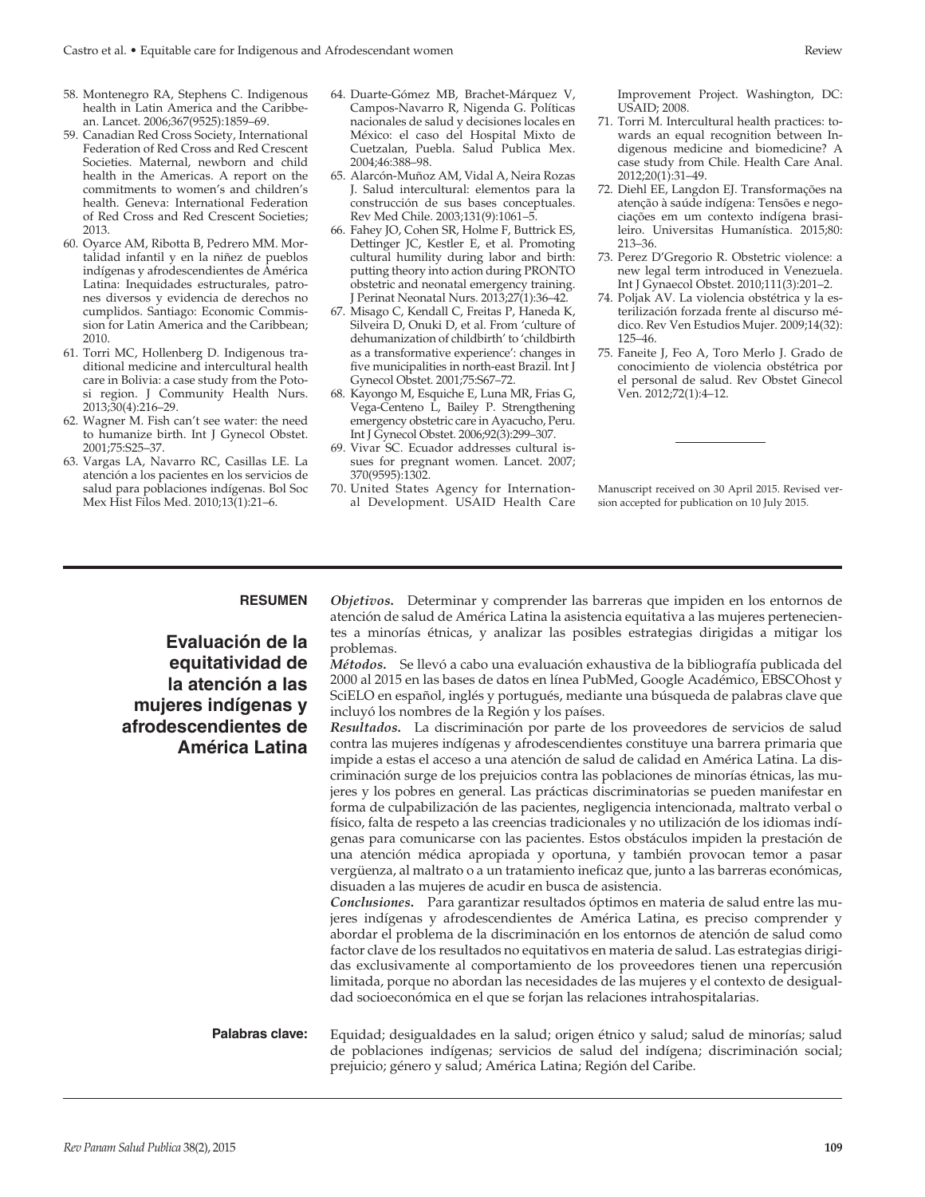58. Montenegro RA, Stephens C. Indigenous health in Latin America and the Caribbean. Lancet. 2006;367(9525):1859–69.
59. Canadian Red Cross Society, International Federation of Red Cross and Red Crescent Societies. Maternal, newborn and child health in the Americas. A report on the commitments to women's and children's health. Geneva: International Federation of Red Cross and Red Crescent Societies; 2013.
60. Oyarce AM, Ribotta B, Pedrero MM. Mortalidad infantil y en la niñez de pueblos indígenas y afrodescendientes de América Latina: Inequidades estructurales, patrones diversos y evidencia de derechos no cumplidos. Santiago: Economic Commission for Latin America and the Caribbean; 2010.
61. Torri MC, Hollenberg D. Indigenous traditional medicine and intercultural health care in Bolivia: a case study from the Potosi region. J Community Health Nurs. 2013;30(4):216–29.
62. Wagner M. Fish can't see water: the need to humanize birth. Int J Gynecol Obstet. 2001;75:S25–37.
63. Vargas LA, Navarro RC, Casillas LE. La atención a los pacientes en los servicios de salud para poblaciones indígenas. Bol Soc Mex Hist Filos Med. 2010;13(1):21–6.
64. Duarte-Gómez MB, Brachet-Márquez V, Campos-Navarro R, Nigenda G. Políticas nacionales de salud y decisiones locales en México: el caso del Hospital Mixto de Cuetzalan, Puebla. Salud Publica Mex. 2004;46:388–98.
65. Alarcón-Muñoz AM, Vidal A, Neira Rozas J. Salud intercultural: elementos para la construcción de sus bases conceptuales. Rev Med Chile. 2003;131(9):1061–5.
66. Fahey JO, Cohen SR, Holme F, Buttrick ES, Dettinger JC, Kestler E, et al. Promoting cultural humility during labor and birth: putting theory into action during PRONTO obstetric and neonatal emergency training. J Perinat Neonatal Nurs. 2013;27(1):36–42.
67. Misago C, Kendall C, Freitas P, Haneda K, Silveira D, Onuki D, et al. From 'culture of dehumanization of childbirth' to 'childbirth as a transformative experience': changes in five municipalities in north-east Brazil. Int J Gynecol Obstet. 2001;75:S67–72.
68. Kayongo M, Esquiche E, Luna MR, Frias G, Vega-Centeno L, Bailey P. Strengthening emergency obstetric care in Ayacucho, Peru. Int J Gynecol Obstet. 2006;92(3):299–307.
69. Vivar SC. Ecuador addresses cultural issues for pregnant women. Lancet. 2007; 370(9595):1302.
70. United States Agency for International Development. USAID Health Care Improvement Project. Washington, DC: USAID; 2008.
71. Torri M. Intercultural health practices: towards an equal recognition between Indigenous medicine and biomedicine? A case study from Chile. Health Care Anal. 2012;20(1):31–49.
72. Diehl EE, Langdon EJ. Transformações na atenção à saúde indígena: Tensões e negociações em um contexto indígena brasileiro. Universitas Humanística. 2015;80: 213–36.
73. Perez D'Gregorio R. Obstetric violence: a new legal term introduced in Venezuela. Int J Gynaecol Obstet. 2010;111(3):201–2.
74. Poljak AV. La violencia obstétrica y la esterilización forzada frente al discurso médico. Rev Ven Estudios Mujer. 2009;14(32): 125–46.
75. Faneite J, Feo A, Toro Merlo J. Grado de conocimiento de violencia obstétrica por el personal de salud. Rev Obstet Ginecol Ven. 2012;72(1):4–12.

Manuscript received on 30 April 2015. Revised version accepted for publication on 10 July 2015.

---

**RESUMEN**

## Evaluación de la equitatividad de la atención a las mujeres indígenas y afrodescendientes de América Latina

***Objetivos.*** Determinar y comprender las barreras que impiden en los entornos de atención de salud de América Latina la asistencia equitativa a las mujeres pertenecientes a minorías étnicas, y analizar las posibles estrategias dirigidas a mitigar los problemas.

***Métodos.*** Se llevó a cabo una evaluación exhaustiva de la bibliografía publicada del 2000 al 2015 en las bases de datos en línea PubMed, Google Académico, EBSCOhost y SciELO en español, inglés y portugués, mediante una búsqueda de palabras clave que incluyó los nombres de la Región y los países.

***Resultados.*** La discriminación por parte de los proveedores de servicios de salud contra las mujeres indígenas y afrodescendientes constituye una barrera primaria que impide a estas el acceso a una atención de salud de calidad en América Latina. La discriminación surge de los prejuicios contra las poblaciones de minorías étnicas, las mujeres y los pobres en general. Las prácticas discriminatorias se pueden manifestar en forma de culpabilización de las pacientes, negligencia intencionada, maltrato verbal o físico, falta de respeto a las creencias tradicionales y no utilización de los idiomas indígenas para comunicarse con las pacientes. Estos obstáculos impiden la prestación de una atención médica apropiada y oportuna, y también provocan temor a pasar vergüenza, al maltrato o a un tratamiento ineficaz que, junto a las barreras económicas, disuaden a las mujeres de acudir en busca de asistencia.

***Conclusiones.*** Para garantizar resultados óptimos en materia de salud entre las mujeres indígenas y afrodescendientes de América Latina, es preciso comprender y abordar el problema de la discriminación en los entornos de atención de salud como factor clave de los resultados no equitativos en materia de salud. Las estrategias dirigidas exclusivamente al comportamiento de los proveedores tienen una repercusión limitada, porque no abordan las necesidades de las mujeres y el contexto de desigualdad socioeconómica en el que se forjan las relaciones intrahospitalarias.

**Palabras clave:** Equidad; desigualdades en la salud; origen étnico y salud; salud de minorías; salud de poblaciones indígenas; servicios de salud del indígena; discriminación social; prejuicio; género y salud; América Latina; Región del Caribe.